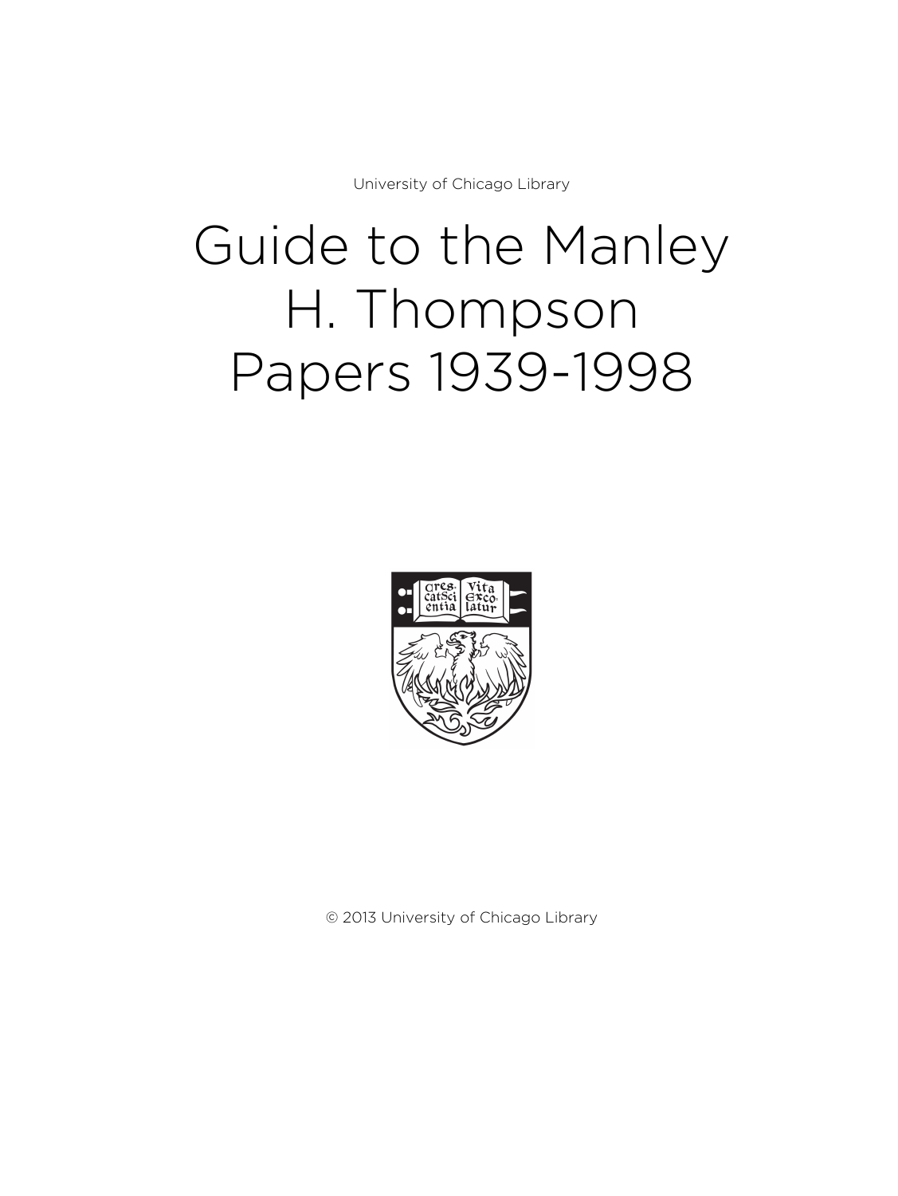University of Chicago Library

# Guide to the Manley H. Thompson Papers 1939-1998

© 2013 University of Chicago Library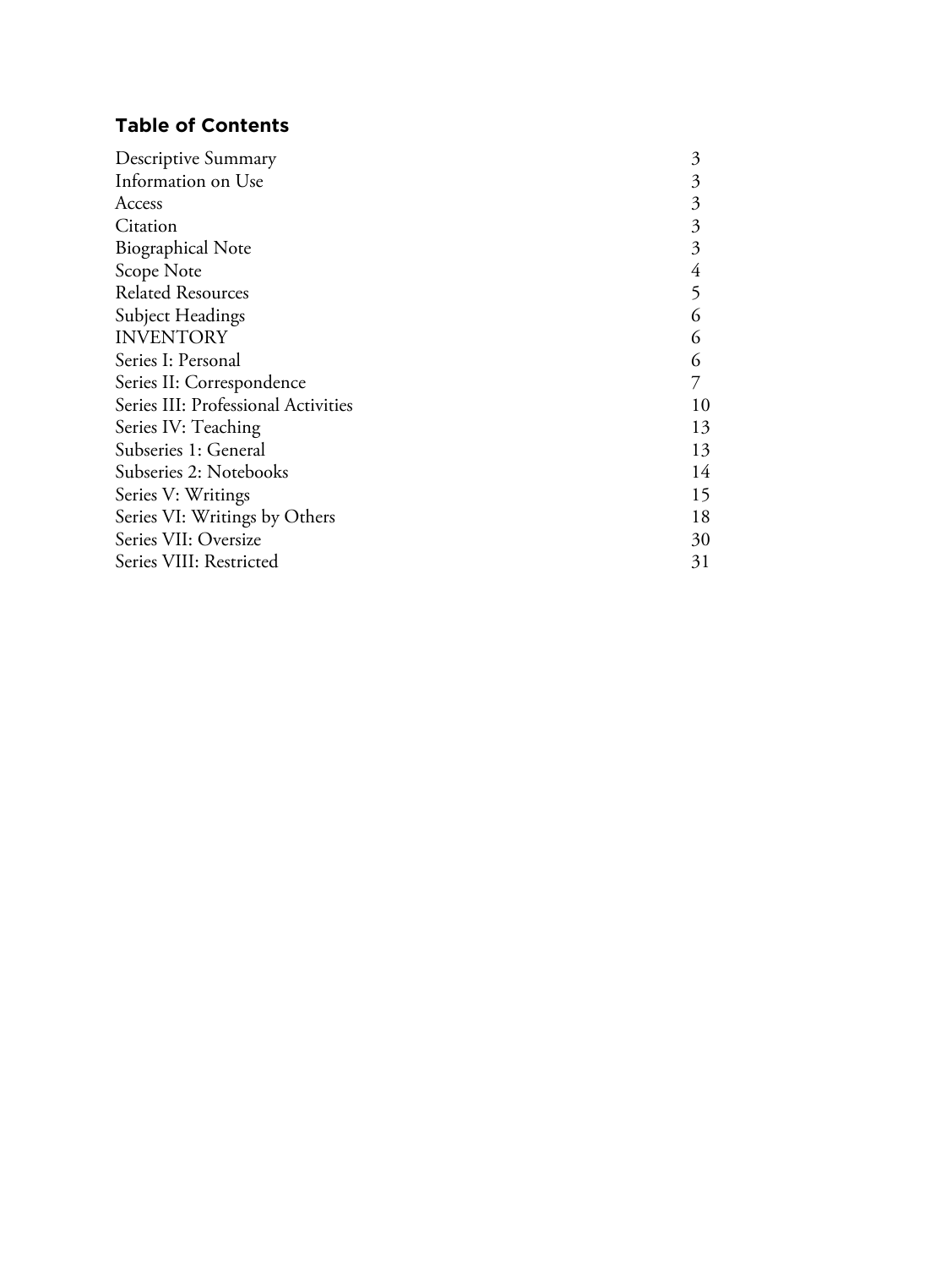## Table of Contents

| | |
|---|---|
| Descriptive Summary | 3 |
| Information on Use | 3 |
| Access | 3 |
| Citation | 3 |
| Biographical Note | 3 |
| Scope Note | 4 |
| Related Resources | 5 |
| Subject Headings | 6 |
| INVENTORY | 6 |
| Series I: Personal | 6 |
| Series II: Correspondence | 7 |
| Series III: Professional Activities | 10 |
| Series IV: Teaching | 13 |
| Subseries 1: General | 13 |
| Subseries 2: Notebooks | 14 |
| Series V: Writings | 15 |
| Series VI: Writings by Others | 18 |
| Series VII: Oversize | 30 |
| Series VIII: Restricted | 31 |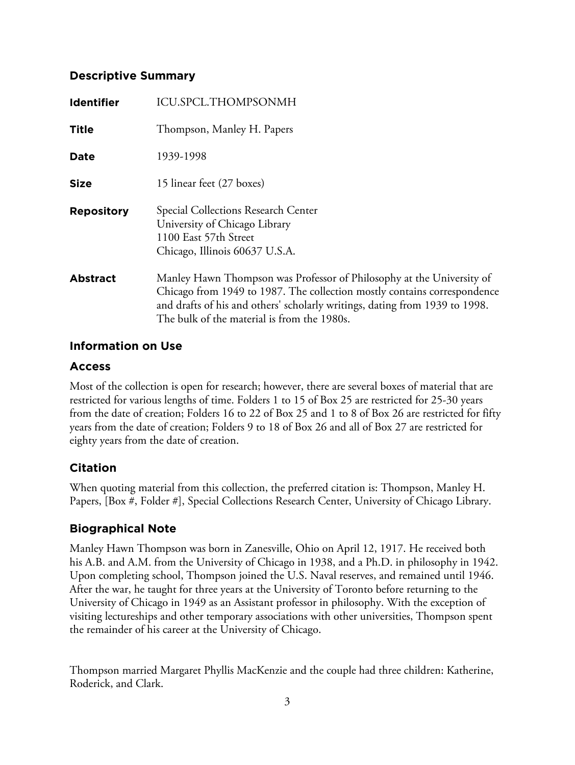## Descriptive Summary

| | |
|---|---|
| **Identifier** | ICU.SPCL.THOMPSONMH |
| **Title** | Thompson, Manley H. Papers |
| **Date** | 1939-1998 |
| **Size** | 15 linear feet (27 boxes) |
| **Repository** | Special Collections Research Center<br>University of Chicago Library<br>1100 East 57th Street<br>Chicago, Illinois 60637 U.S.A. |
| **Abstract** | Manley Hawn Thompson was Professor of Philosophy at the University of Chicago from 1949 to 1987. The collection mostly contains correspondence and drafts of his and others' scholarly writings, dating from 1939 to 1998. The bulk of the material is from the 1980s. |

## Information on Use

### Access

Most of the collection is open for research; however, there are several boxes of material that are restricted for various lengths of time. Folders 1 to 15 of Box 25 are restricted for 25-30 years from the date of creation; Folders 16 to 22 of Box 25 and 1 to 8 of Box 26 are restricted for fifty years from the date of creation; Folders 9 to 18 of Box 26 and all of Box 27 are restricted for eighty years from the date of creation.

### Citation

When quoting material from this collection, the preferred citation is: Thompson, Manley H. Papers, [Box #, Folder #], Special Collections Research Center, University of Chicago Library.

## Biographical Note

Manley Hawn Thompson was born in Zanesville, Ohio on April 12, 1917. He received both his A.B. and A.M. from the University of Chicago in 1938, and a Ph.D. in philosophy in 1942. Upon completing school, Thompson joined the U.S. Naval reserves, and remained until 1946. After the war, he taught for three years at the University of Toronto before returning to the University of Chicago in 1949 as an Assistant professor in philosophy. With the exception of visiting lectureships and other temporary associations with other universities, Thompson spent the remainder of his career at the University of Chicago.

Thompson married Margaret Phyllis MacKenzie and the couple had three children: Katherine, Roderick, and Clark.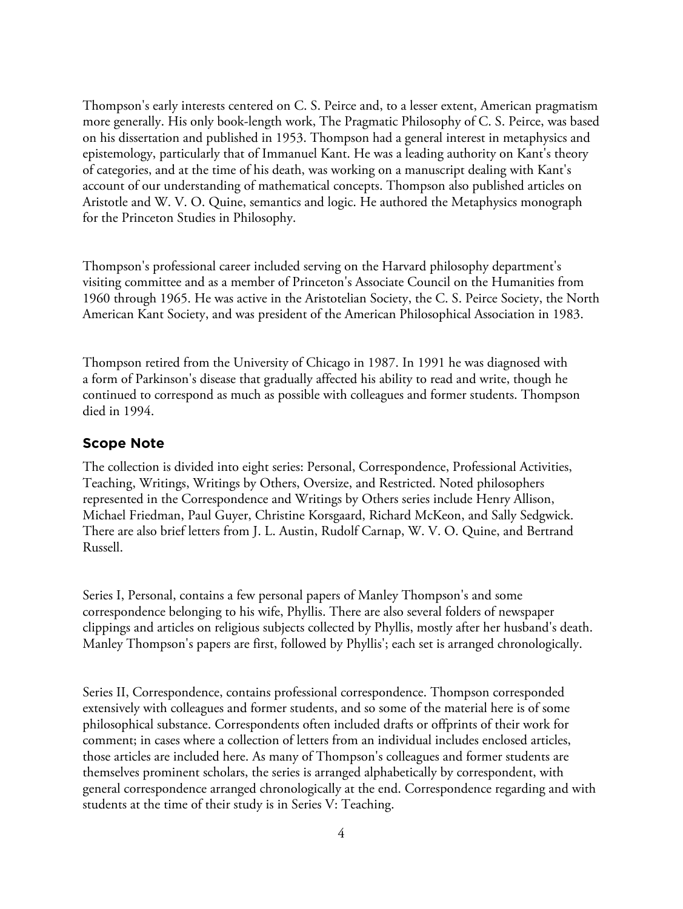Thompson's early interests centered on C. S. Peirce and, to a lesser extent, American pragmatism more generally. His only book-length work, The Pragmatic Philosophy of C. S. Peirce, was based on his dissertation and published in 1953. Thompson had a general interest in metaphysics and epistemology, particularly that of Immanuel Kant. He was a leading authority on Kant's theory of categories, and at the time of his death, was working on a manuscript dealing with Kant's account of our understanding of mathematical concepts. Thompson also published articles on Aristotle and W. V. O. Quine, semantics and logic. He authored the Metaphysics monograph for the Princeton Studies in Philosophy.

Thompson's professional career included serving on the Harvard philosophy department's visiting committee and as a member of Princeton's Associate Council on the Humanities from 1960 through 1965. He was active in the Aristotelian Society, the C. S. Peirce Society, the North American Kant Society, and was president of the American Philosophical Association in 1983.

Thompson retired from the University of Chicago in 1987. In 1991 he was diagnosed with a form of Parkinson's disease that gradually affected his ability to read and write, though he continued to correspond as much as possible with colleagues and former students. Thompson died in 1994.

## Scope Note

The collection is divided into eight series: Personal, Correspondence, Professional Activities, Teaching, Writings, Writings by Others, Oversize, and Restricted. Noted philosophers represented in the Correspondence and Writings by Others series include Henry Allison, Michael Friedman, Paul Guyer, Christine Korsgaard, Richard McKeon, and Sally Sedgwick. There are also brief letters from J. L. Austin, Rudolf Carnap, W. V. O. Quine, and Bertrand Russell.

Series I, Personal, contains a few personal papers of Manley Thompson's and some correspondence belonging to his wife, Phyllis. There are also several folders of newspaper clippings and articles on religious subjects collected by Phyllis, mostly after her husband's death. Manley Thompson's papers are first, followed by Phyllis'; each set is arranged chronologically.

Series II, Correspondence, contains professional correspondence. Thompson corresponded extensively with colleagues and former students, and so some of the material here is of some philosophical substance. Correspondents often included drafts or offprints of their work for comment; in cases where a collection of letters from an individual includes enclosed articles, those articles are included here. As many of Thompson's colleagues and former students are themselves prominent scholars, the series is arranged alphabetically by correspondent, with general correspondence arranged chronologically at the end. Correspondence regarding and with students at the time of their study is in Series V: Teaching.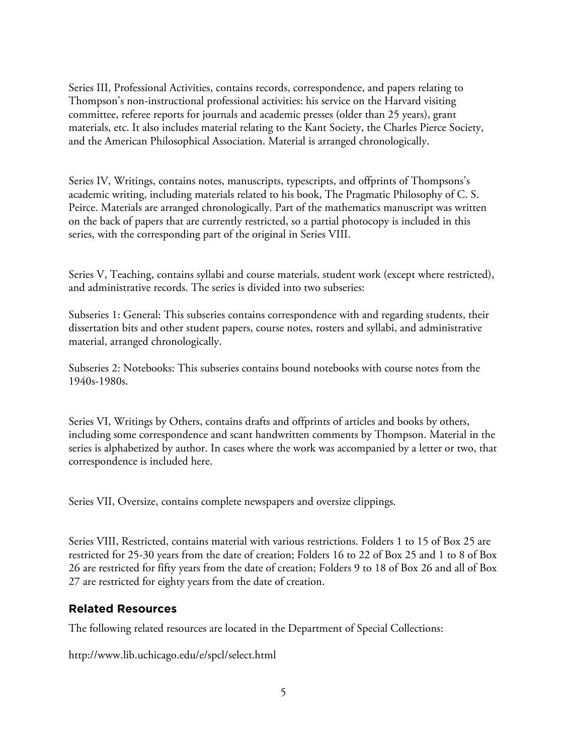Series III, Professional Activities, contains records, correspondence, and papers relating to Thompson's non-instructional professional activities: his service on the Harvard visiting committee, referee reports for journals and academic presses (older than 25 years), grant materials, etc. It also includes material relating to the Kant Society, the Charles Pierce Society, and the American Philosophical Association. Material is arranged chronologically.

Series IV, Writings, contains notes, manuscripts, typescripts, and offprints of Thompsons's academic writing, including materials related to his book, The Pragmatic Philosophy of C. S. Peirce. Materials are arranged chronologically. Part of the mathematics manuscript was written on the back of papers that are currently restricted, so a partial photocopy is included in this series, with the corresponding part of the original in Series VIII.

Series V, Teaching, contains syllabi and course materials, student work (except where restricted), and administrative records. The series is divided into two subseries:

Subseries 1: General: This subseries contains correspondence with and regarding students, their dissertation bits and other student papers, course notes, rosters and syllabi, and administrative material, arranged chronologically.

Subseries 2: Notebooks: This subseries contains bound notebooks with course notes from the 1940s-1980s.

Series VI, Writings by Others, contains drafts and offprints of articles and books by others, including some correspondence and scant handwritten comments by Thompson. Material in the series is alphabetized by author. In cases where the work was accompanied by a letter or two, that correspondence is included here.

Series VII, Oversize, contains complete newspapers and oversize clippings.

Series VIII, Restricted, contains material with various restrictions. Folders 1 to 15 of Box 25 are restricted for 25-30 years from the date of creation; Folders 16 to 22 of Box 25 and 1 to 8 of Box 26 are restricted for fifty years from the date of creation; Folders 9 to 18 of Box 26 and all of Box 27 are restricted for eighty years from the date of creation.

## Related Resources

The following related resources are located in the Department of Special Collections:

http://www.lib.uchicago.edu/e/spcl/select.html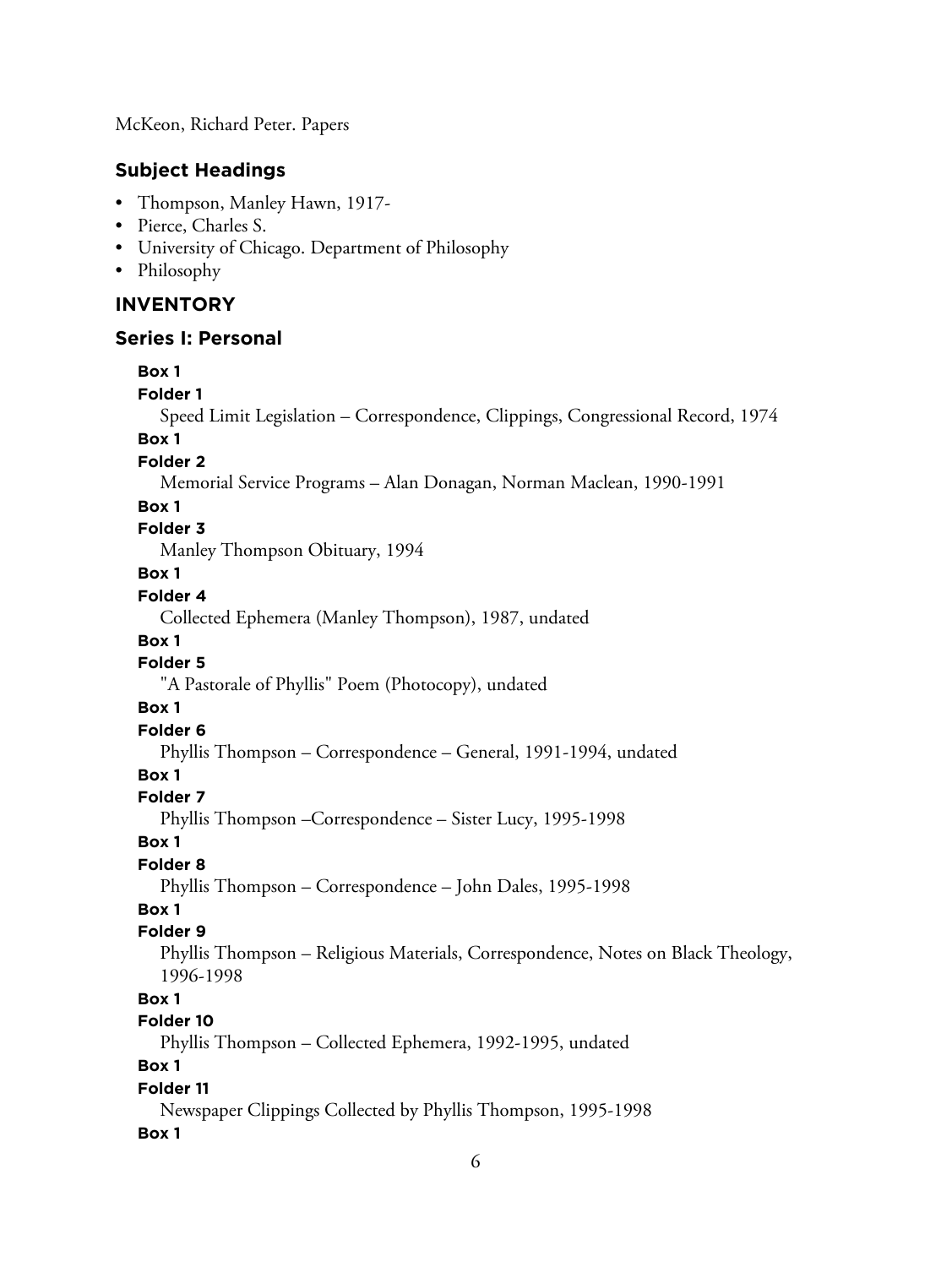McKeon, Richard Peter. Papers

## Subject Headings

- Thompson, Manley Hawn, 1917-
- Pierce, Charles S.
- University of Chicago. Department of Philosophy
- Philosophy

## INVENTORY

### Series I: Personal

**Box 1**
**Folder 1**
Speed Limit Legislation – Correspondence, Clippings, Congressional Record, 1974

**Box 1**
**Folder 2**
Memorial Service Programs – Alan Donagan, Norman Maclean, 1990-1991

**Box 1**
**Folder 3**
Manley Thompson Obituary, 1994

**Box 1**
**Folder 4**
Collected Ephemera (Manley Thompson), 1987, undated

**Box 1**
**Folder 5**
"A Pastorale of Phyllis" Poem (Photocopy), undated

**Box 1**
**Folder 6**
Phyllis Thompson – Correspondence – General, 1991-1994, undated

**Box 1**
**Folder 7**
Phyllis Thompson –Correspondence – Sister Lucy, 1995-1998

**Box 1**
**Folder 8**
Phyllis Thompson – Correspondence – John Dales, 1995-1998

**Box 1**
**Folder 9**
Phyllis Thompson – Religious Materials, Correspondence, Notes on Black Theology, 1996-1998

**Box 1**
**Folder 10**
Phyllis Thompson – Collected Ephemera, 1992-1995, undated

**Box 1**
**Folder 11**
Newspaper Clippings Collected by Phyllis Thompson, 1995-1998

**Box 1**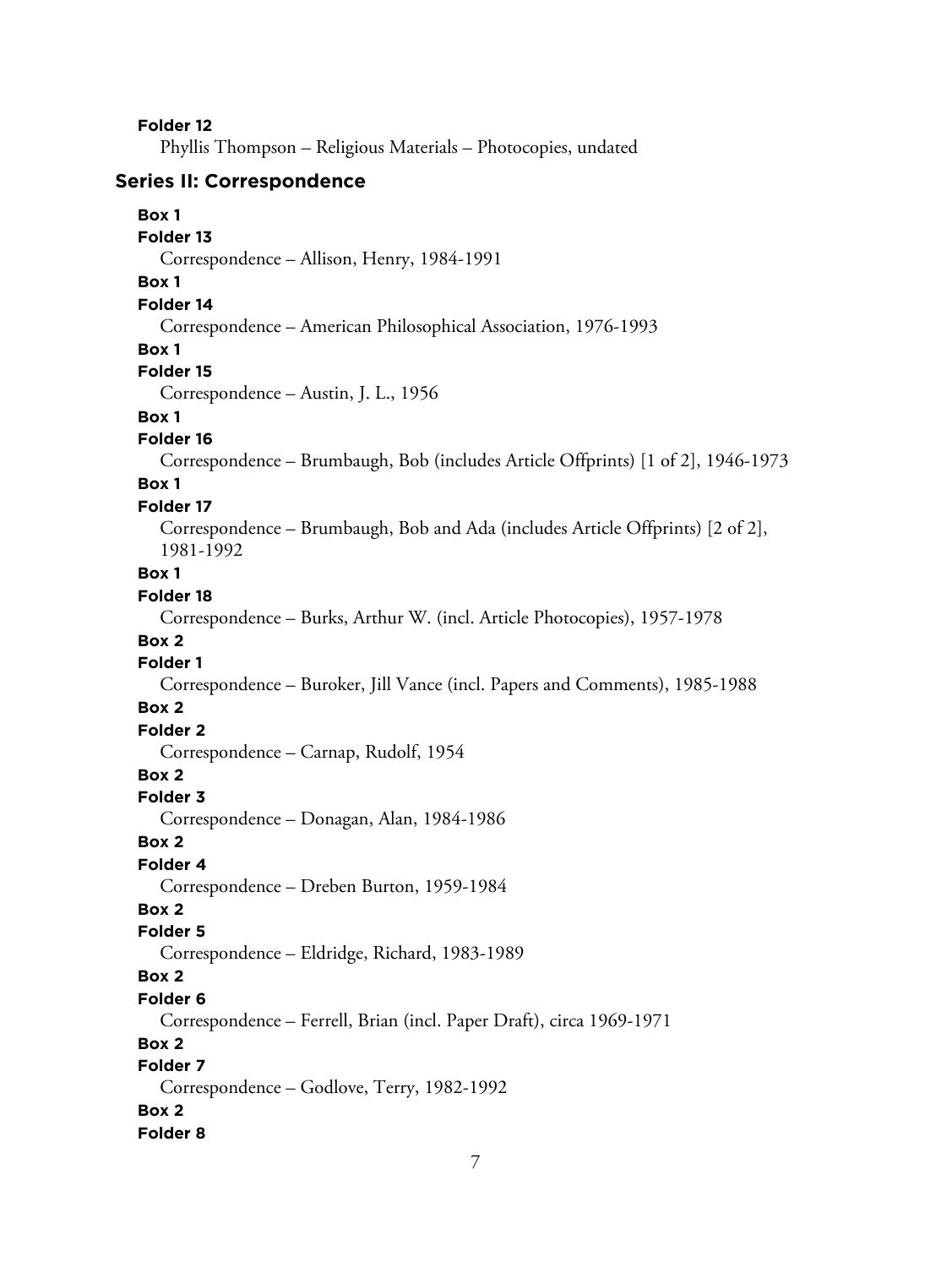**Folder 12**

Phyllis Thompson – Religious Materials – Photocopies, undated

## Series II: Correspondence

**Box 1**

**Folder 13**

Correspondence – Allison, Henry, 1984-1991

**Box 1**

**Folder 14**

Correspondence – American Philosophical Association, 1976-1993

**Box 1**

**Folder 15**

Correspondence – Austin, J. L., 1956

**Box 1**

**Folder 16**

Correspondence – Brumbaugh, Bob (includes Article Offprints) [1 of 2], 1946-1973

**Box 1**

**Folder 17**

Correspondence – Brumbaugh, Bob and Ada (includes Article Offprints) [2 of 2], 1981-1992

**Box 1**

**Folder 18**

Correspondence – Burks, Arthur W. (incl. Article Photocopies), 1957-1978

**Box 2**

**Folder 1**

Correspondence – Buroker, Jill Vance (incl. Papers and Comments), 1985-1988

**Box 2**

**Folder 2**

Correspondence – Carnap, Rudolf, 1954

**Box 2**

**Folder 3**

Correspondence – Donagan, Alan, 1984-1986

**Box 2**

**Folder 4**

Correspondence – Dreben Burton, 1959-1984

**Box 2**

**Folder 5**

Correspondence – Eldridge, Richard, 1983-1989

**Box 2**

**Folder 6**

Correspondence – Ferrell, Brian (incl. Paper Draft), circa 1969-1971

**Box 2**

**Folder 7**

Correspondence – Godlove, Terry, 1982-1992

**Box 2**

**Folder 8**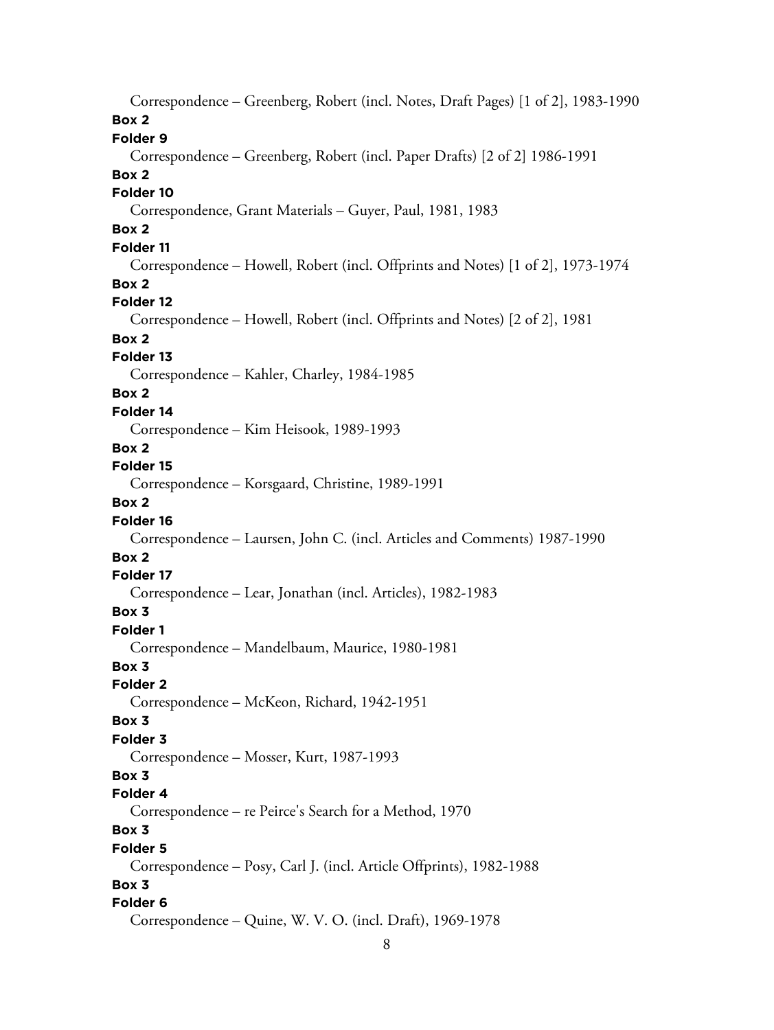Correspondence – Greenberg, Robert (incl. Notes, Draft Pages) [1 of 2], 1983-1990

**Box 2**

**Folder 9**

Correspondence – Greenberg, Robert (incl. Paper Drafts) [2 of 2] 1986-1991

**Box 2**

**Folder 10**

Correspondence, Grant Materials – Guyer, Paul, 1981, 1983

**Box 2**

**Folder 11**

Correspondence – Howell, Robert (incl. Offprints and Notes) [1 of 2], 1973-1974

**Box 2**

**Folder 12**

Correspondence – Howell, Robert (incl. Offprints and Notes) [2 of 2], 1981

**Box 2**

**Folder 13**

Correspondence – Kahler, Charley, 1984-1985

**Box 2**

**Folder 14**

Correspondence – Kim Heisook, 1989-1993

**Box 2**

**Folder 15**

Correspondence – Korsgaard, Christine, 1989-1991

**Box 2**

**Folder 16**

Correspondence – Laursen, John C. (incl. Articles and Comments) 1987-1990

**Box 2**

**Folder 17**

Correspondence – Lear, Jonathan (incl. Articles), 1982-1983

**Box 3**

**Folder 1**

Correspondence – Mandelbaum, Maurice, 1980-1981

**Box 3**

**Folder 2**

Correspondence – McKeon, Richard, 1942-1951

**Box 3**

**Folder 3**

Correspondence – Mosser, Kurt, 1987-1993

**Box 3**

**Folder 4**

Correspondence – re Peirce's Search for a Method, 1970

**Box 3**

**Folder 5**

Correspondence – Posy, Carl J. (incl. Article Offprints), 1982-1988

**Box 3**

**Folder 6**

Correspondence – Quine, W. V. O. (incl. Draft), 1969-1978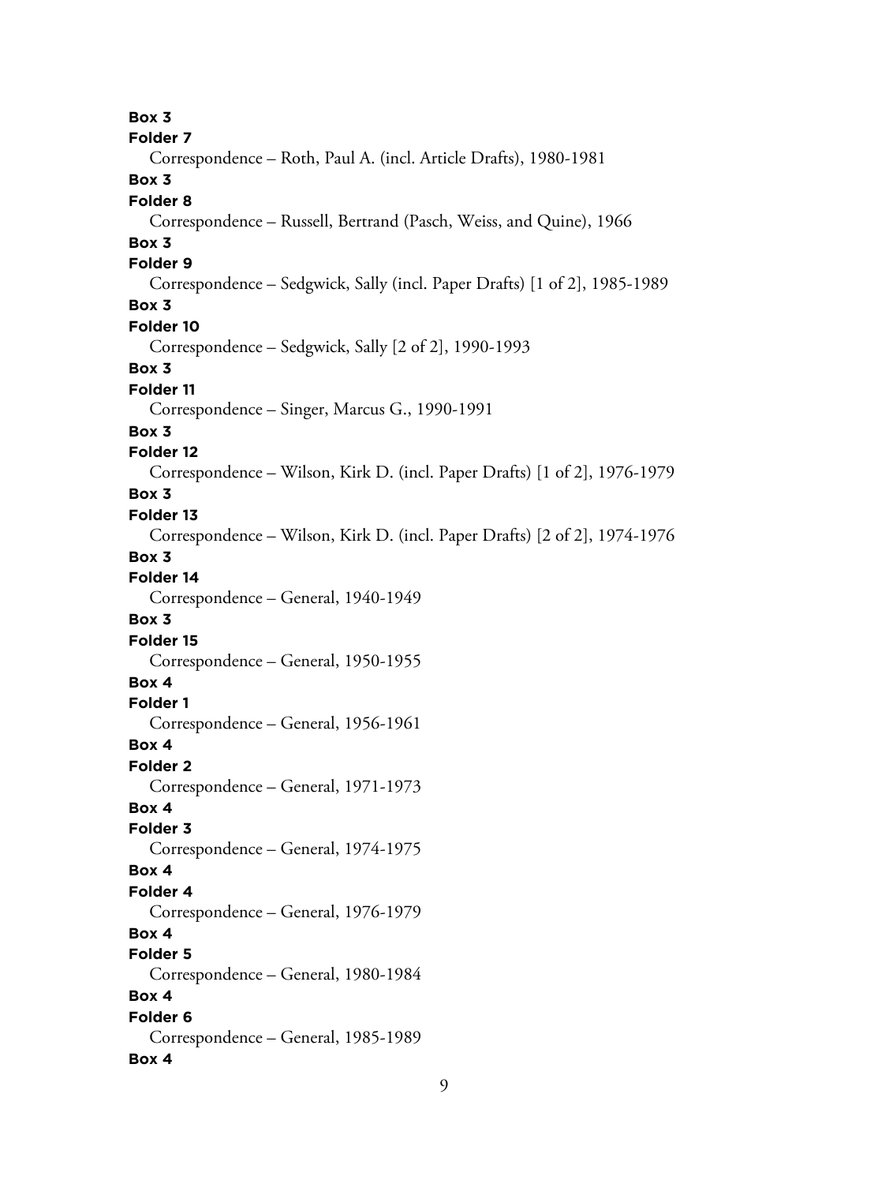**Box 3**
**Folder 7**
Correspondence – Roth, Paul A. (incl. Article Drafts), 1980-1981

**Box 3**
**Folder 8**
Correspondence – Russell, Bertrand (Pasch, Weiss, and Quine), 1966

**Box 3**
**Folder 9**
Correspondence – Sedgwick, Sally (incl. Paper Drafts) [1 of 2], 1985-1989

**Box 3**
**Folder 10**
Correspondence – Sedgwick, Sally [2 of 2], 1990-1993

**Box 3**
**Folder 11**
Correspondence – Singer, Marcus G., 1990-1991

**Box 3**
**Folder 12**
Correspondence – Wilson, Kirk D. (incl. Paper Drafts) [1 of 2], 1976-1979

**Box 3**
**Folder 13**
Correspondence – Wilson, Kirk D. (incl. Paper Drafts) [2 of 2], 1974-1976

**Box 3**
**Folder 14**
Correspondence – General, 1940-1949

**Box 3**
**Folder 15**
Correspondence – General, 1950-1955

**Box 4**
**Folder 1**
Correspondence – General, 1956-1961

**Box 4**
**Folder 2**
Correspondence – General, 1971-1973

**Box 4**
**Folder 3**
Correspondence – General, 1974-1975

**Box 4**
**Folder 4**
Correspondence – General, 1976-1979

**Box 4**
**Folder 5**
Correspondence – General, 1980-1984

**Box 4**
**Folder 6**
Correspondence – General, 1985-1989

**Box 4**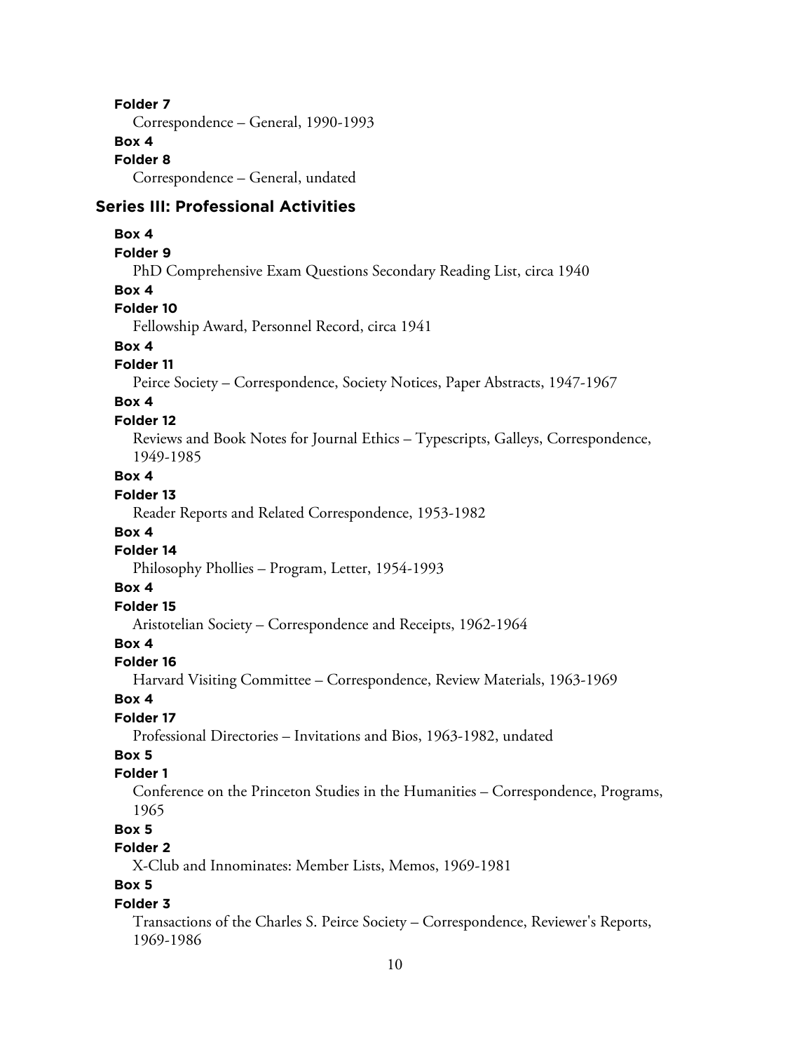**Folder 7**

Correspondence – General, 1990-1993

**Box 4**

**Folder 8**

Correspondence – General, undated

### Series III: Professional Activities

**Box 4**

**Folder 9**

PhD Comprehensive Exam Questions Secondary Reading List, circa 1940

**Box 4**

**Folder 10**

Fellowship Award, Personnel Record, circa 1941

**Box 4**

**Folder 11**

Peirce Society – Correspondence, Society Notices, Paper Abstracts, 1947-1967

**Box 4**

**Folder 12**

Reviews and Book Notes for Journal Ethics – Typescripts, Galleys, Correspondence, 1949-1985

**Box 4**

**Folder 13**

Reader Reports and Related Correspondence, 1953-1982

**Box 4**

**Folder 14**

Philosophy Phollies – Program, Letter, 1954-1993

**Box 4**

**Folder 15**

Aristotelian Society – Correspondence and Receipts, 1962-1964

**Box 4**

**Folder 16**

Harvard Visiting Committee – Correspondence, Review Materials, 1963-1969

**Box 4**

**Folder 17**

Professional Directories – Invitations and Bios, 1963-1982, undated

**Box 5**

**Folder 1**

Conference on the Princeton Studies in the Humanities – Correspondence, Programs, 1965

**Box 5**

**Folder 2**

X-Club and Innominates: Member Lists, Memos, 1969-1981

**Box 5**

**Folder 3**

Transactions of the Charles S. Peirce Society – Correspondence, Reviewer's Reports, 1969-1986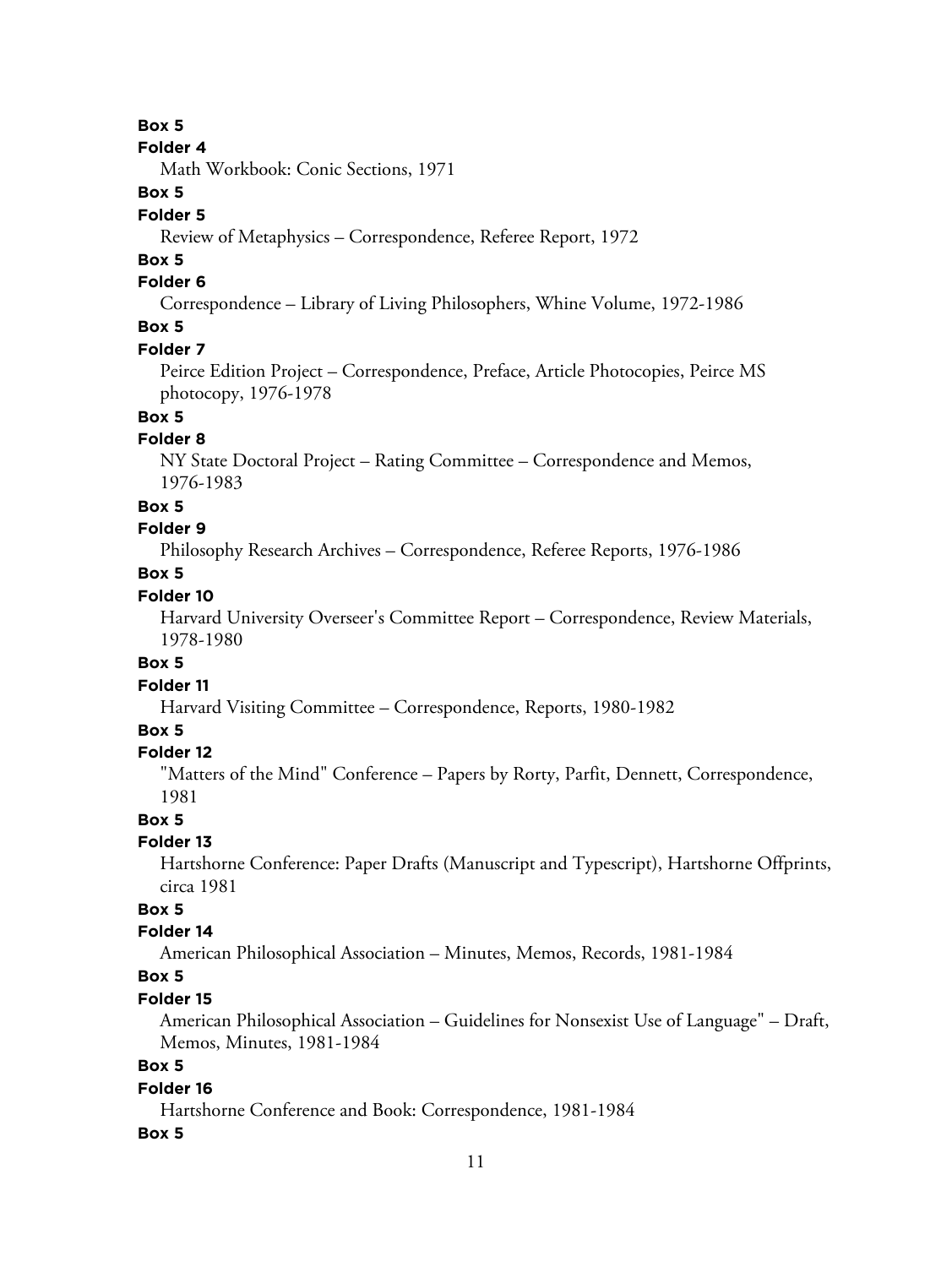**Box 5**

**Folder 4**

Math Workbook: Conic Sections, 1971

**Box 5**

**Folder 5**

Review of Metaphysics – Correspondence, Referee Report, 1972

**Box 5**

**Folder 6**

Correspondence – Library of Living Philosophers, Whine Volume, 1972-1986

**Box 5**

**Folder 7**

Peirce Edition Project – Correspondence, Preface, Article Photocopies, Peirce MS photocopy, 1976-1978

**Box 5**

**Folder 8**

NY State Doctoral Project – Rating Committee – Correspondence and Memos, 1976-1983

**Box 5**

**Folder 9**

Philosophy Research Archives – Correspondence, Referee Reports, 1976-1986

**Box 5**

**Folder 10**

Harvard University Overseer's Committee Report – Correspondence, Review Materials, 1978-1980

**Box 5**

**Folder 11**

Harvard Visiting Committee – Correspondence, Reports, 1980-1982

**Box 5**

**Folder 12**

"Matters of the Mind" Conference – Papers by Rorty, Parfit, Dennett, Correspondence, 1981

**Box 5**

**Folder 13**

Hartshorne Conference: Paper Drafts (Manuscript and Typescript), Hartshorne Offprints, circa 1981

**Box 5**

**Folder 14**

American Philosophical Association – Minutes, Memos, Records, 1981-1984

**Box 5**

**Folder 15**

American Philosophical Association – Guidelines for Nonsexist Use of Language" – Draft, Memos, Minutes, 1981-1984

**Box 5**

**Folder 16**

Hartshorne Conference and Book: Correspondence, 1981-1984

**Box 5**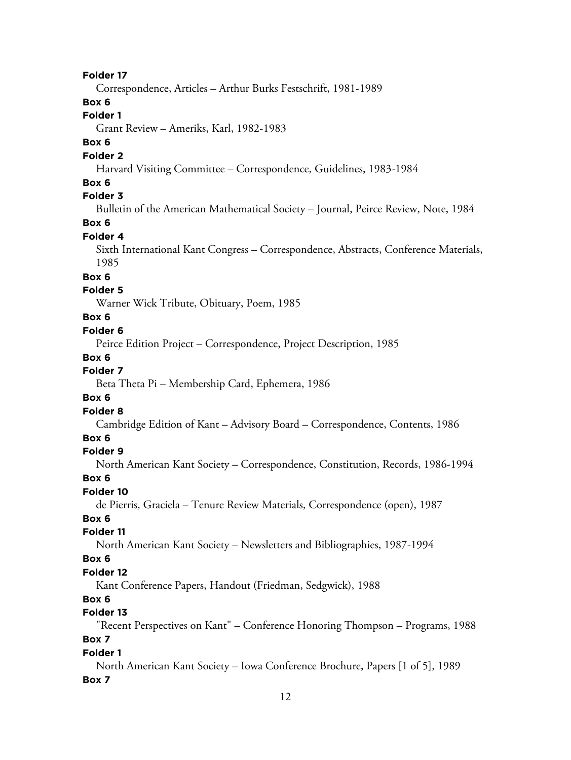**Folder 17**

Correspondence, Articles – Arthur Burks Festschrift, 1981-1989

**Box 6**

**Folder 1**

Grant Review – Ameriks, Karl, 1982-1983

**Box 6**

**Folder 2**

Harvard Visiting Committee – Correspondence, Guidelines, 1983-1984

**Box 6**

**Folder 3**

Bulletin of the American Mathematical Society – Journal, Peirce Review, Note, 1984

**Box 6**

**Folder 4**

Sixth International Kant Congress – Correspondence, Abstracts, Conference Materials, 1985

**Box 6**

**Folder 5**

Warner Wick Tribute, Obituary, Poem, 1985

**Box 6**

**Folder 6**

Peirce Edition Project – Correspondence, Project Description, 1985

**Box 6**

**Folder 7**

Beta Theta Pi – Membership Card, Ephemera, 1986

**Box 6**

**Folder 8**

Cambridge Edition of Kant – Advisory Board – Correspondence, Contents, 1986

**Box 6**

**Folder 9**

North American Kant Society – Correspondence, Constitution, Records, 1986-1994

**Box 6**

**Folder 10**

de Pierris, Graciela – Tenure Review Materials, Correspondence (open), 1987

**Box 6**

**Folder 11**

North American Kant Society – Newsletters and Bibliographies, 1987-1994

**Box 6**

**Folder 12**

Kant Conference Papers, Handout (Friedman, Sedgwick), 1988

**Box 6**

**Folder 13**

"Recent Perspectives on Kant" – Conference Honoring Thompson – Programs, 1988

**Box 7**

**Folder 1**

North American Kant Society – Iowa Conference Brochure, Papers [1 of 5], 1989

**Box 7**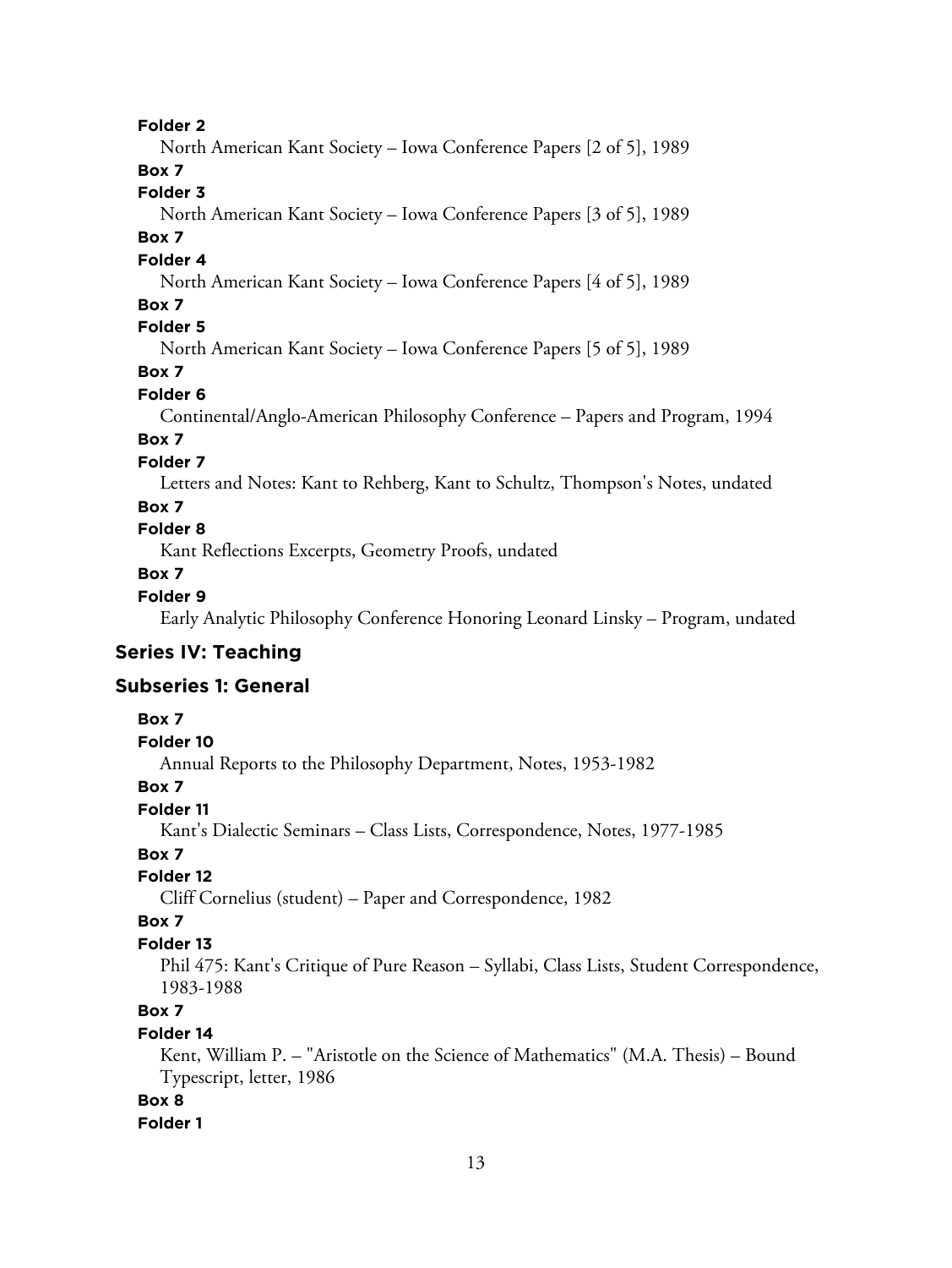**Folder 2**

North American Kant Society – Iowa Conference Papers [2 of 5], 1989

**Box 7**

**Folder 3**

North American Kant Society – Iowa Conference Papers [3 of 5], 1989

**Box 7**

**Folder 4**

North American Kant Society – Iowa Conference Papers [4 of 5], 1989

**Box 7**

**Folder 5**

North American Kant Society – Iowa Conference Papers [5 of 5], 1989

**Box 7**

**Folder 6**

Continental/Anglo-American Philosophy Conference – Papers and Program, 1994

**Box 7**

**Folder 7**

Letters and Notes: Kant to Rehberg, Kant to Schultz, Thompson's Notes, undated

**Box 7**

**Folder 8**

Kant Reflections Excerpts, Geometry Proofs, undated

**Box 7**

**Folder 9**

Early Analytic Philosophy Conference Honoring Leonard Linsky – Program, undated

## Series IV: Teaching

### Subseries 1: General

**Box 7**

**Folder 10**

Annual Reports to the Philosophy Department, Notes, 1953-1982

**Box 7**

**Folder 11**

Kant's Dialectic Seminars – Class Lists, Correspondence, Notes, 1977-1985

**Box 7**

**Folder 12**

Cliff Cornelius (student) – Paper and Correspondence, 1982

**Box 7**

**Folder 13**

Phil 475: Kant's Critique of Pure Reason – Syllabi, Class Lists, Student Correspondence, 1983-1988

**Box 7**

**Folder 14**

Kent, William P. – "Aristotle on the Science of Mathematics" (M.A. Thesis) – Bound Typescript, letter, 1986

**Box 8**

**Folder 1**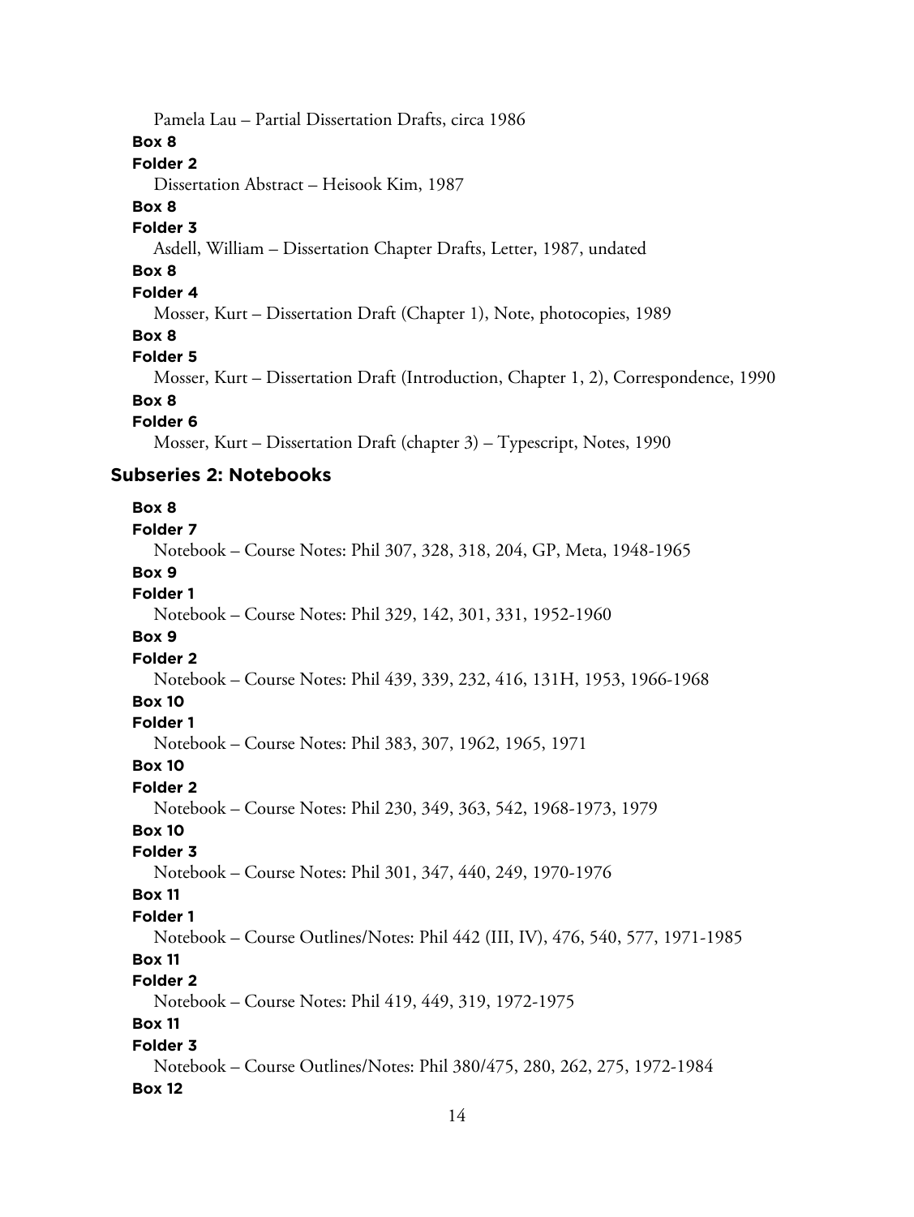Pamela Lau – Partial Dissertation Drafts, circa 1986

**Box 8**

**Folder 2**

Dissertation Abstract – Heisook Kim, 1987

**Box 8**

**Folder 3**

Asdell, William – Dissertation Chapter Drafts, Letter, 1987, undated

**Box 8**

**Folder 4**

Mosser, Kurt – Dissertation Draft (Chapter 1), Note, photocopies, 1989

**Box 8**

**Folder 5**

Mosser, Kurt – Dissertation Draft (Introduction, Chapter 1, 2), Correspondence, 1990

**Box 8**

**Folder 6**

Mosser, Kurt – Dissertation Draft (chapter 3) – Typescript, Notes, 1990

### Subseries 2: Notebooks

**Box 8**

**Folder 7**

Notebook – Course Notes: Phil 307, 328, 318, 204, GP, Meta, 1948-1965

**Box 9**

**Folder 1**

Notebook – Course Notes: Phil 329, 142, 301, 331, 1952-1960

**Box 9**

**Folder 2**

Notebook – Course Notes: Phil 439, 339, 232, 416, 131H, 1953, 1966-1968

**Box 10**

**Folder 1**

Notebook – Course Notes: Phil 383, 307, 1962, 1965, 1971

**Box 10**

**Folder 2**

Notebook – Course Notes: Phil 230, 349, 363, 542, 1968-1973, 1979

**Box 10**

**Folder 3**

Notebook – Course Notes: Phil 301, 347, 440, 249, 1970-1976

**Box 11**

**Folder 1**

Notebook – Course Outlines/Notes: Phil 442 (III, IV), 476, 540, 577, 1971-1985

**Box 11**

**Folder 2**

Notebook – Course Notes: Phil 419, 449, 319, 1972-1975

**Box 11**

**Folder 3**

Notebook – Course Outlines/Notes: Phil 380/475, 280, 262, 275, 1972-1984

**Box 12**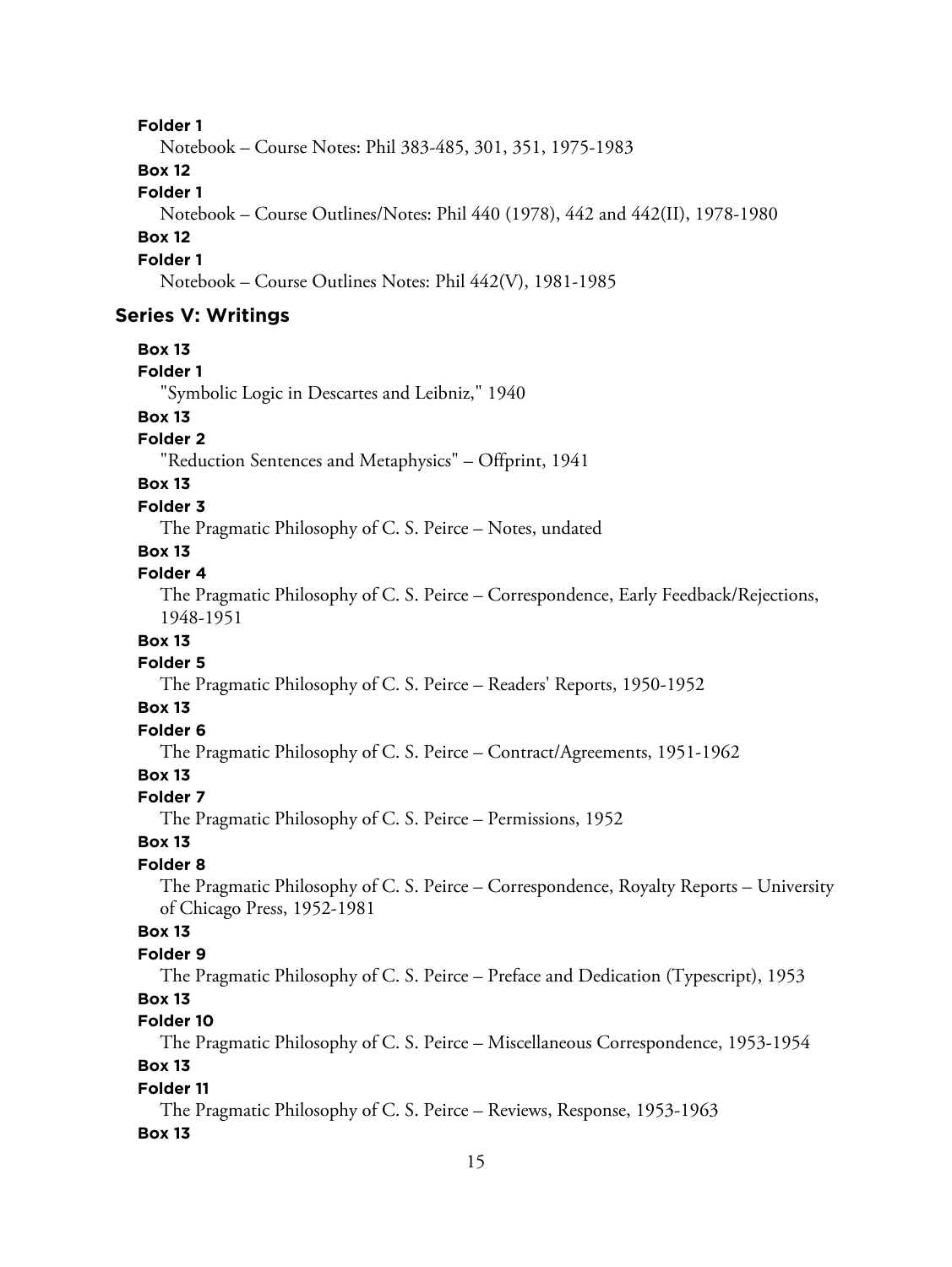**Folder 1**

Notebook – Course Notes: Phil 383-485, 301, 351, 1975-1983

**Box 12**

**Folder 1**

Notebook – Course Outlines/Notes: Phil 440 (1978), 442 and 442(II), 1978-1980

**Box 12**

**Folder 1**

Notebook – Course Outlines Notes: Phil 442(V), 1981-1985

## Series V: Writings

**Box 13**

**Folder 1**

"Symbolic Logic in Descartes and Leibniz," 1940

**Box 13**

**Folder 2**

"Reduction Sentences and Metaphysics" – Offprint, 1941

**Box 13**

**Folder 3**

The Pragmatic Philosophy of C. S. Peirce – Notes, undated

**Box 13**

**Folder 4**

The Pragmatic Philosophy of C. S. Peirce – Correspondence, Early Feedback/Rejections, 1948-1951

**Box 13**

**Folder 5**

The Pragmatic Philosophy of C. S. Peirce – Readers' Reports, 1950-1952

**Box 13**

**Folder 6**

The Pragmatic Philosophy of C. S. Peirce – Contract/Agreements, 1951-1962

**Box 13**

**Folder 7**

The Pragmatic Philosophy of C. S. Peirce – Permissions, 1952

**Box 13**

**Folder 8**

The Pragmatic Philosophy of C. S. Peirce – Correspondence, Royalty Reports – University of Chicago Press, 1952-1981

**Box 13**

**Folder 9**

The Pragmatic Philosophy of C. S. Peirce – Preface and Dedication (Typescript), 1953

**Box 13**

**Folder 10**

The Pragmatic Philosophy of C. S. Peirce – Miscellaneous Correspondence, 1953-1954

**Box 13**

**Folder 11**

The Pragmatic Philosophy of C. S. Peirce – Reviews, Response, 1953-1963

**Box 13**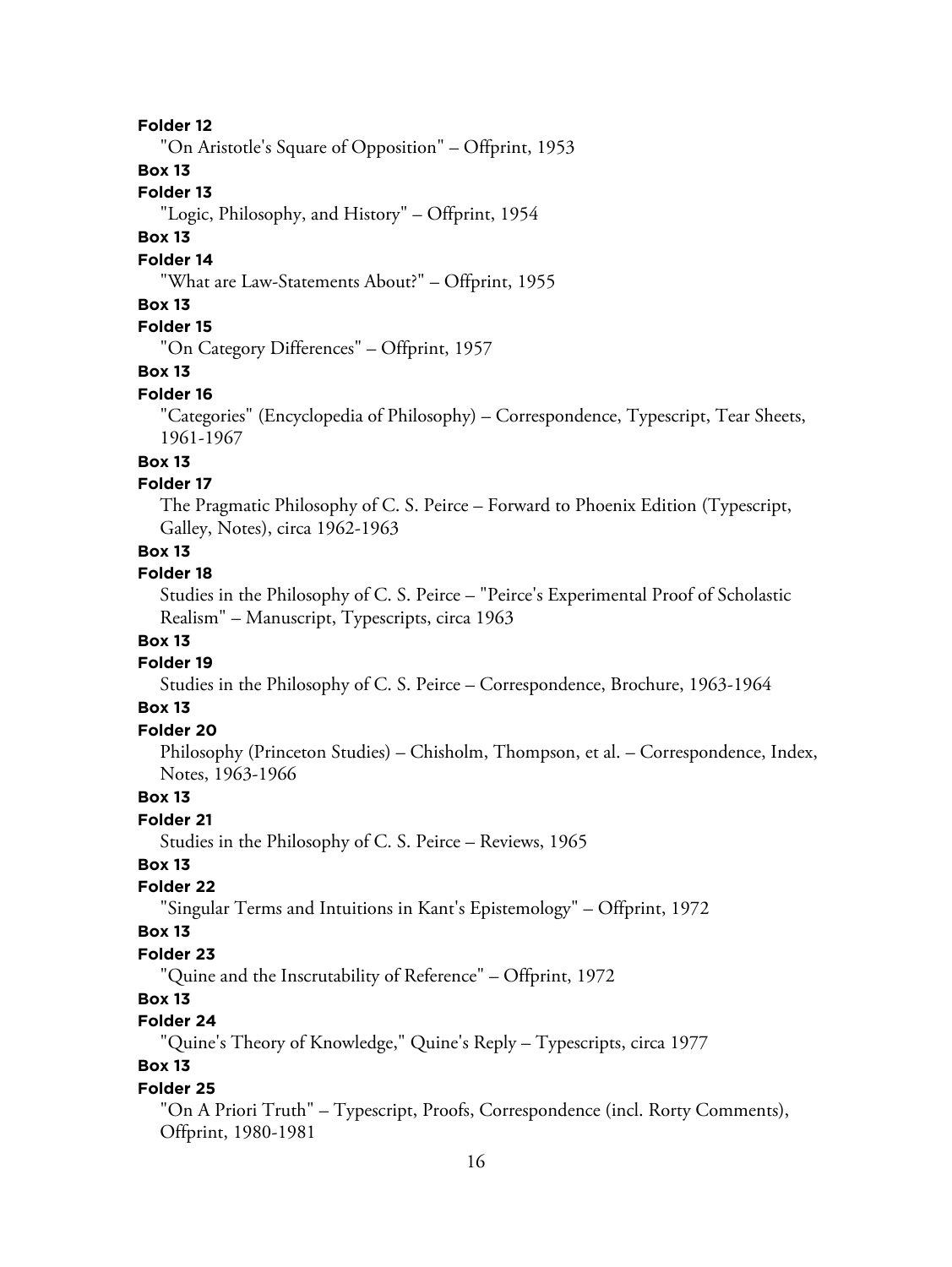**Folder 12**

"On Aristotle's Square of Opposition" – Offprint, 1953

**Box 13**

**Folder 13**

"Logic, Philosophy, and History" – Offprint, 1954

**Box 13**

**Folder 14**

"What are Law-Statements About?" – Offprint, 1955

**Box 13**

**Folder 15**

"On Category Differences" – Offprint, 1957

**Box 13**

**Folder 16**

"Categories" (Encyclopedia of Philosophy) – Correspondence, Typescript, Tear Sheets, 1961-1967

**Box 13**

**Folder 17**

The Pragmatic Philosophy of C. S. Peirce – Forward to Phoenix Edition (Typescript, Galley, Notes), circa 1962-1963

**Box 13**

**Folder 18**

Studies in the Philosophy of C. S. Peirce – "Peirce's Experimental Proof of Scholastic Realism" – Manuscript, Typescripts, circa 1963

**Box 13**

**Folder 19**

Studies in the Philosophy of C. S. Peirce – Correspondence, Brochure, 1963-1964

**Box 13**

**Folder 20**

Philosophy (Princeton Studies) – Chisholm, Thompson, et al. – Correspondence, Index, Notes, 1963-1966

**Box 13**

**Folder 21**

Studies in the Philosophy of C. S. Peirce – Reviews, 1965

**Box 13**

**Folder 22**

"Singular Terms and Intuitions in Kant's Epistemology" – Offprint, 1972

**Box 13**

**Folder 23**

"Quine and the Inscrutability of Reference" – Offprint, 1972

**Box 13**

**Folder 24**

"Quine's Theory of Knowledge," Quine's Reply – Typescripts, circa 1977

**Box 13**

**Folder 25**

"On A Priori Truth" – Typescript, Proofs, Correspondence (incl. Rorty Comments), Offprint, 1980-1981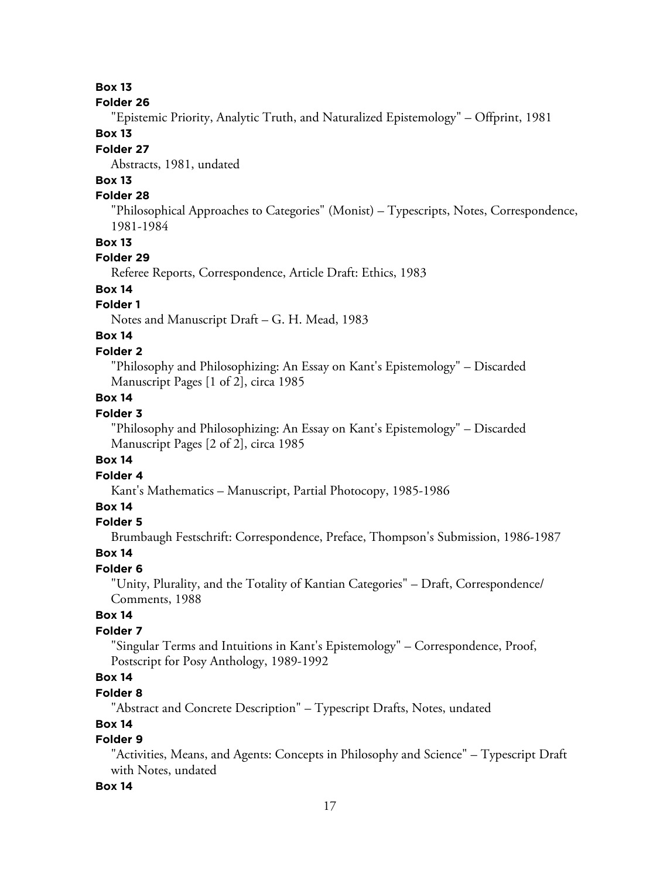**Box 13**

**Folder 26**

"Epistemic Priority, Analytic Truth, and Naturalized Epistemology" – Offprint, 1981

**Box 13**

**Folder 27**

Abstracts, 1981, undated

**Box 13**

**Folder 28**

"Philosophical Approaches to Categories" (Monist) – Typescripts, Notes, Correspondence, 1981-1984

**Box 13**

**Folder 29**

Referee Reports, Correspondence, Article Draft: Ethics, 1983

**Box 14**

**Folder 1**

Notes and Manuscript Draft – G. H. Mead, 1983

**Box 14**

**Folder 2**

"Philosophy and Philosophizing: An Essay on Kant's Epistemology" – Discarded Manuscript Pages [1 of 2], circa 1985

**Box 14**

**Folder 3**

"Philosophy and Philosophizing: An Essay on Kant's Epistemology" – Discarded Manuscript Pages [2 of 2], circa 1985

**Box 14**

**Folder 4**

Kant's Mathematics – Manuscript, Partial Photocopy, 1985-1986

**Box 14**

**Folder 5**

Brumbaugh Festschrift: Correspondence, Preface, Thompson's Submission, 1986-1987

**Box 14**

**Folder 6**

"Unity, Plurality, and the Totality of Kantian Categories" – Draft, Correspondence/ Comments, 1988

**Box 14**

**Folder 7**

"Singular Terms and Intuitions in Kant's Epistemology" – Correspondence, Proof, Postscript for Posy Anthology, 1989-1992

**Box 14**

**Folder 8**

"Abstract and Concrete Description" – Typescript Drafts, Notes, undated

**Box 14**

**Folder 9**

"Activities, Means, and Agents: Concepts in Philosophy and Science" – Typescript Draft with Notes, undated

**Box 14**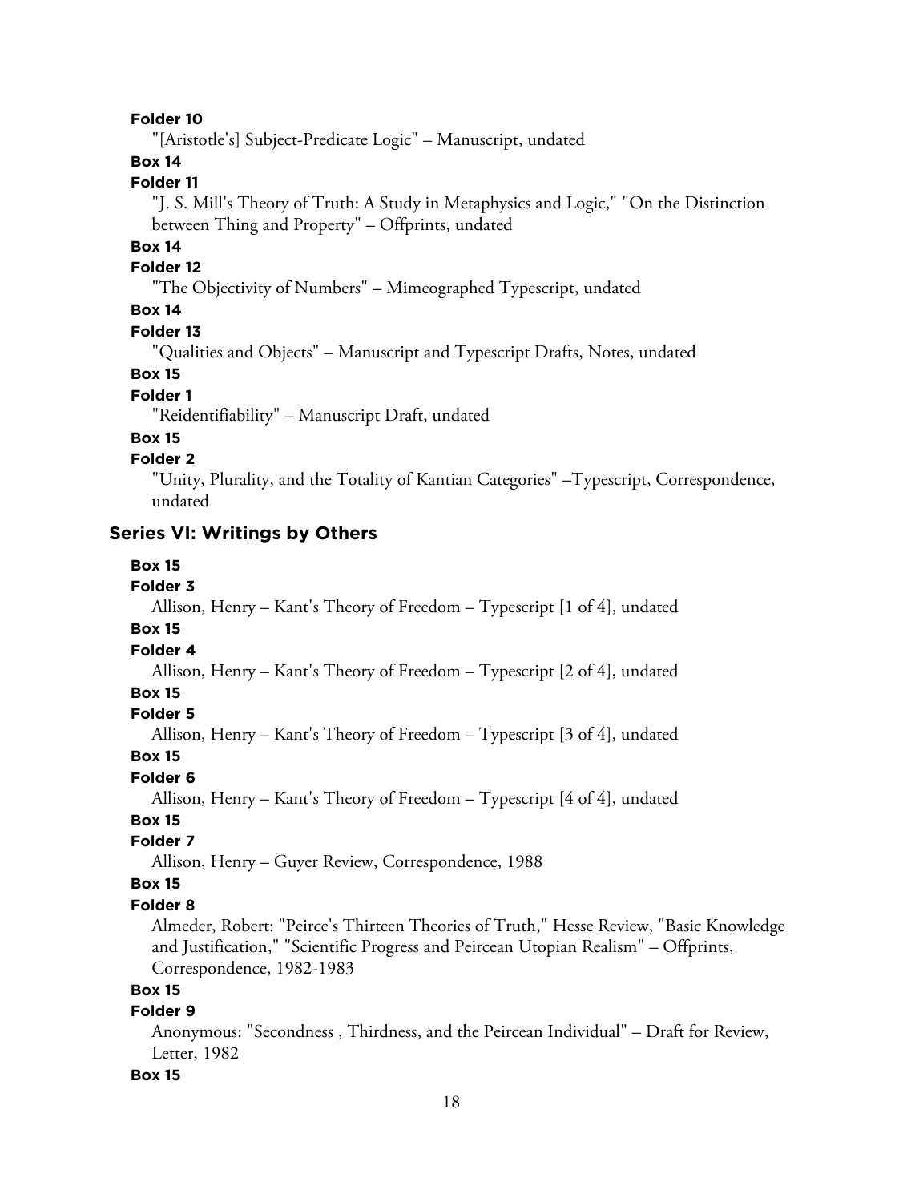**Folder 10**

"[Aristotle's] Subject-Predicate Logic" – Manuscript, undated

**Box 14**

**Folder 11**

"J. S. Mill's Theory of Truth: A Study in Metaphysics and Logic," "On the Distinction between Thing and Property" – Offprints, undated

**Box 14**

**Folder 12**

"The Objectivity of Numbers" – Mimeographed Typescript, undated

**Box 14**

**Folder 13**

"Qualities and Objects" – Manuscript and Typescript Drafts, Notes, undated

**Box 15**

**Folder 1**

"Reidentifiability" – Manuscript Draft, undated

**Box 15**

**Folder 2**

"Unity, Plurality, and the Totality of Kantian Categories" –Typescript, Correspondence, undated

## Series VI: Writings by Others

**Box 15**

**Folder 3**

Allison, Henry – Kant's Theory of Freedom – Typescript [1 of 4], undated

**Box 15**

**Folder 4**

Allison, Henry – Kant's Theory of Freedom – Typescript [2 of 4], undated

**Box 15**

**Folder 5**

Allison, Henry – Kant's Theory of Freedom – Typescript [3 of 4], undated

**Box 15**

**Folder 6**

Allison, Henry – Kant's Theory of Freedom – Typescript [4 of 4], undated

**Box 15**

**Folder 7**

Allison, Henry – Guyer Review, Correspondence, 1988

**Box 15**

**Folder 8**

Almeder, Robert: "Peirce's Thirteen Theories of Truth," Hesse Review, "Basic Knowledge and Justification," "Scientific Progress and Peircean Utopian Realism" – Offprints, Correspondence, 1982-1983

**Box 15**

**Folder 9**

Anonymous: "Secondness , Thirdness, and the Peircean Individual" – Draft for Review, Letter, 1982

**Box 15**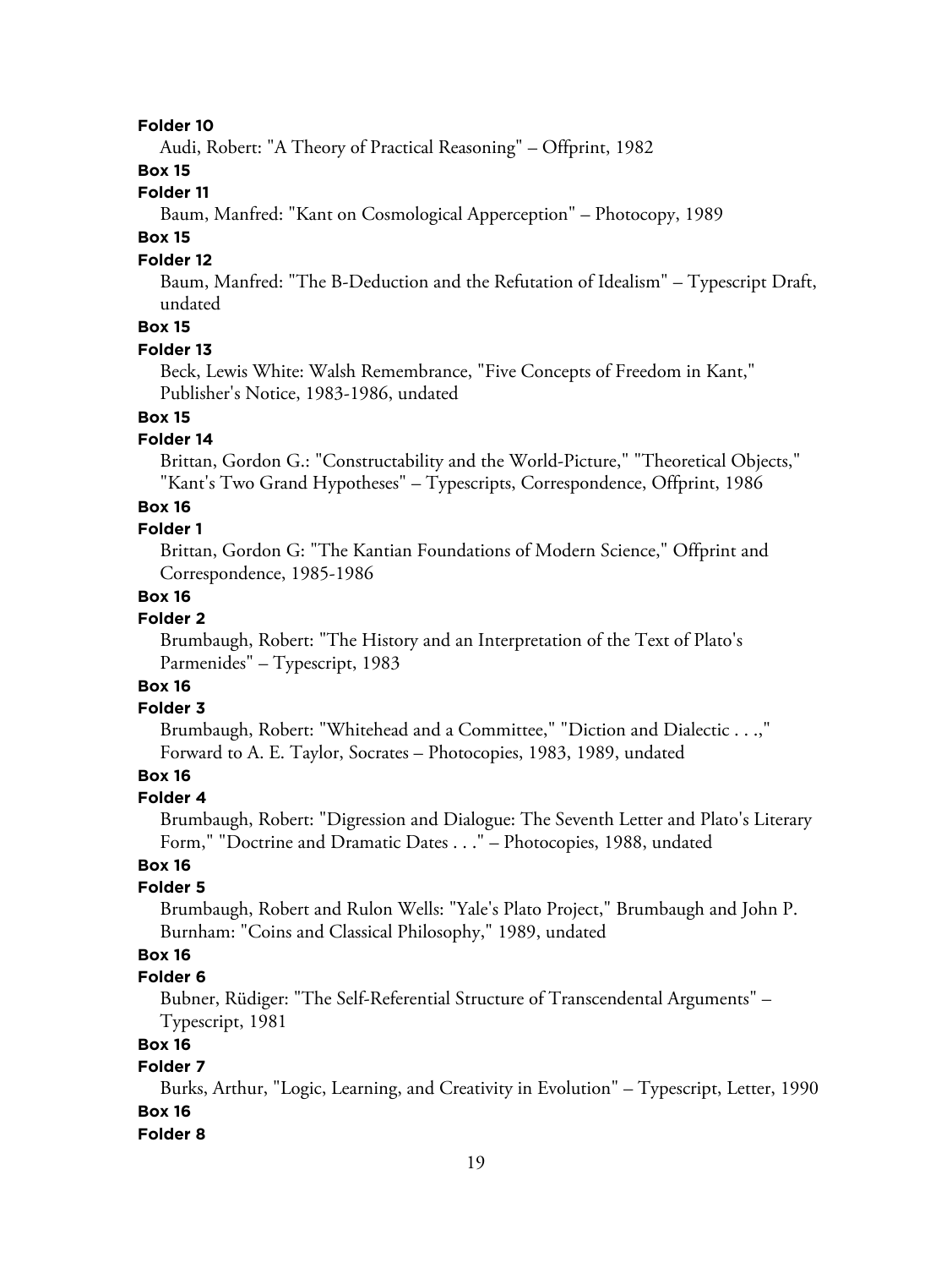**Folder 10**

Audi, Robert: "A Theory of Practical Reasoning" – Offprint, 1982

**Box 15**

**Folder 11**

Baum, Manfred: "Kant on Cosmological Apperception" – Photocopy, 1989

**Box 15**

**Folder 12**

Baum, Manfred: "The B-Deduction and the Refutation of Idealism" – Typescript Draft, undated

**Box 15**

**Folder 13**

Beck, Lewis White: Walsh Remembrance, "Five Concepts of Freedom in Kant," Publisher's Notice, 1983-1986, undated

**Box 15**

**Folder 14**

Brittan, Gordon G.: "Constructability and the World-Picture," "Theoretical Objects," "Kant's Two Grand Hypotheses" – Typescripts, Correspondence, Offprint, 1986

**Box 16**

**Folder 1**

Brittan, Gordon G: "The Kantian Foundations of Modern Science," Offprint and Correspondence, 1985-1986

**Box 16**

**Folder 2**

Brumbaugh, Robert: "The History and an Interpretation of the Text of Plato's Parmenides" – Typescript, 1983

**Box 16**

**Folder 3**

Brumbaugh, Robert: "Whitehead and a Committee," "Diction and Dialectic . . .," Forward to A. E. Taylor, Socrates – Photocopies, 1983, 1989, undated

**Box 16**

**Folder 4**

Brumbaugh, Robert: "Digression and Dialogue: The Seventh Letter and Plato's Literary Form," "Doctrine and Dramatic Dates . . ." – Photocopies, 1988, undated

**Box 16**

**Folder 5**

Brumbaugh, Robert and Rulon Wells: "Yale's Plato Project," Brumbaugh and John P. Burnham: "Coins and Classical Philosophy," 1989, undated

**Box 16**

**Folder 6**

Bubner, Rüdiger: "The Self-Referential Structure of Transcendental Arguments" – Typescript, 1981

**Box 16**

**Folder 7**

Burks, Arthur, "Logic, Learning, and Creativity in Evolution" – Typescript, Letter, 1990

**Box 16**

**Folder 8**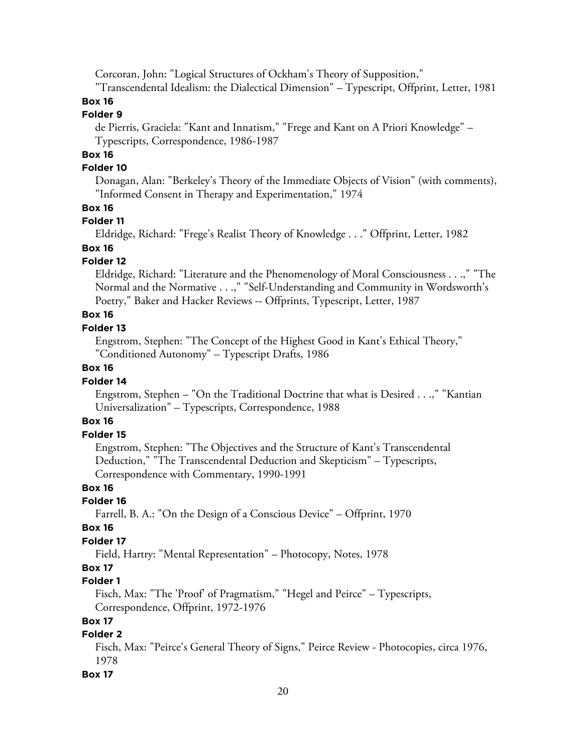Corcoran, John: "Logical Structures of Ockham's Theory of Supposition," "Transcendental Idealism: the Dialectical Dimension" – Typescript, Offprint, Letter, 1981

**Box 16**

**Folder 9**

de Pierris, Graciela: "Kant and Innatism," "Frege and Kant on A Priori Knowledge" – Typescripts, Correspondence, 1986-1987

**Box 16**

**Folder 10**

Donagan, Alan: "Berkeley's Theory of the Immediate Objects of Vision" (with comments), "Informed Consent in Therapy and Experimentation," 1974

**Box 16**

**Folder 11**

Eldridge, Richard: "Frege's Realist Theory of Knowledge . . ." Offprint, Letter, 1982

**Box 16**

**Folder 12**

Eldridge, Richard: "Literature and the Phenomenology of Moral Consciousness . . .," "The Normal and the Normative . . .," "Self-Understanding and Community in Wordsworth's Poetry," Baker and Hacker Reviews -- Offprints, Typescript, Letter, 1987

**Box 16**

**Folder 13**

Engstrom, Stephen: "The Concept of the Highest Good in Kant's Ethical Theory," "Conditioned Autonomy" – Typescript Drafts, 1986

**Box 16**

**Folder 14**

Engstrom, Stephen – "On the Traditional Doctrine that what is Desired . . .," "Kantian Universalization" – Typescripts, Correspondence, 1988

**Box 16**

**Folder 15**

Engstrom, Stephen: "The Objectives and the Structure of Kant's Transcendental Deduction," "The Transcendental Deduction and Skepticism" – Typescripts, Correspondence with Commentary, 1990-1991

**Box 16**

**Folder 16**

Farrell, B. A.: "On the Design of a Conscious Device" – Offprint, 1970

**Box 16**

**Folder 17**

Field, Hartry: "Mental Representation" – Photocopy, Notes, 1978

**Box 17**

**Folder 1**

Fisch, Max: "The 'Proof' of Pragmatism," "Hegel and Peirce" – Typescripts, Correspondence, Offprint, 1972-1976

**Box 17**

**Folder 2**

Fisch, Max: "Peirce's General Theory of Signs," Peirce Review - Photocopies, circa 1976, 1978

**Box 17**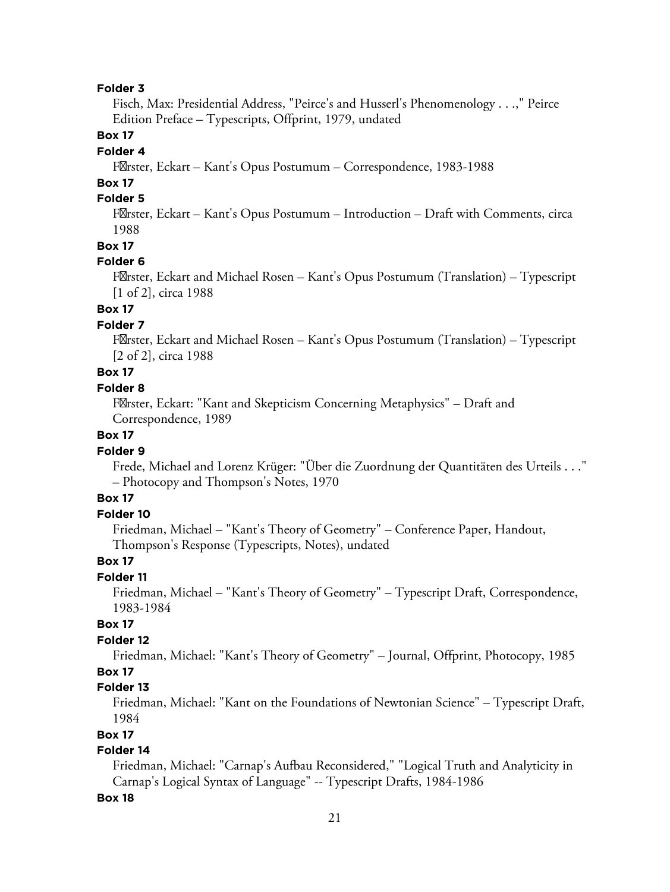**Folder 3**

Fisch, Max: Presidential Address, "Peirce's and Husserl's Phenomenology . . .," Peirce Edition Preface – Typescripts, Offprint, 1979, undated

**Box 17**

**Folder 4**

F�rster, Eckart – Kant's Opus Postumum – Correspondence, 1983-1988

**Box 17**

**Folder 5**

F�rster, Eckart – Kant's Opus Postumum – Introduction – Draft with Comments, circa 1988

**Box 17**

**Folder 6**

F�rster, Eckart and Michael Rosen – Kant's Opus Postumum (Translation) – Typescript [1 of 2], circa 1988

**Box 17**

**Folder 7**

F�rster, Eckart and Michael Rosen – Kant's Opus Postumum (Translation) – Typescript [2 of 2], circa 1988

**Box 17**

**Folder 8**

F�rster, Eckart: "Kant and Skepticism Concerning Metaphysics" – Draft and Correspondence, 1989

**Box 17**

**Folder 9**

Frede, Michael and Lorenz Krüger: "Über die Zuordnung der Quantitäten des Urteils . . ." – Photocopy and Thompson's Notes, 1970

**Box 17**

**Folder 10**

Friedman, Michael – "Kant's Theory of Geometry" – Conference Paper, Handout, Thompson's Response (Typescripts, Notes), undated

**Box 17**

**Folder 11**

Friedman, Michael – "Kant's Theory of Geometry" – Typescript Draft, Correspondence, 1983-1984

**Box 17**

**Folder 12**

Friedman, Michael: "Kant's Theory of Geometry" – Journal, Offprint, Photocopy, 1985

**Box 17**

**Folder 13**

Friedman, Michael: "Kant on the Foundations of Newtonian Science" – Typescript Draft, 1984

**Box 17**

**Folder 14**

Friedman, Michael: "Carnap's Aufbau Reconsidered," "Logical Truth and Analyticity in Carnap's Logical Syntax of Language" -- Typescript Drafts, 1984-1986

**Box 18**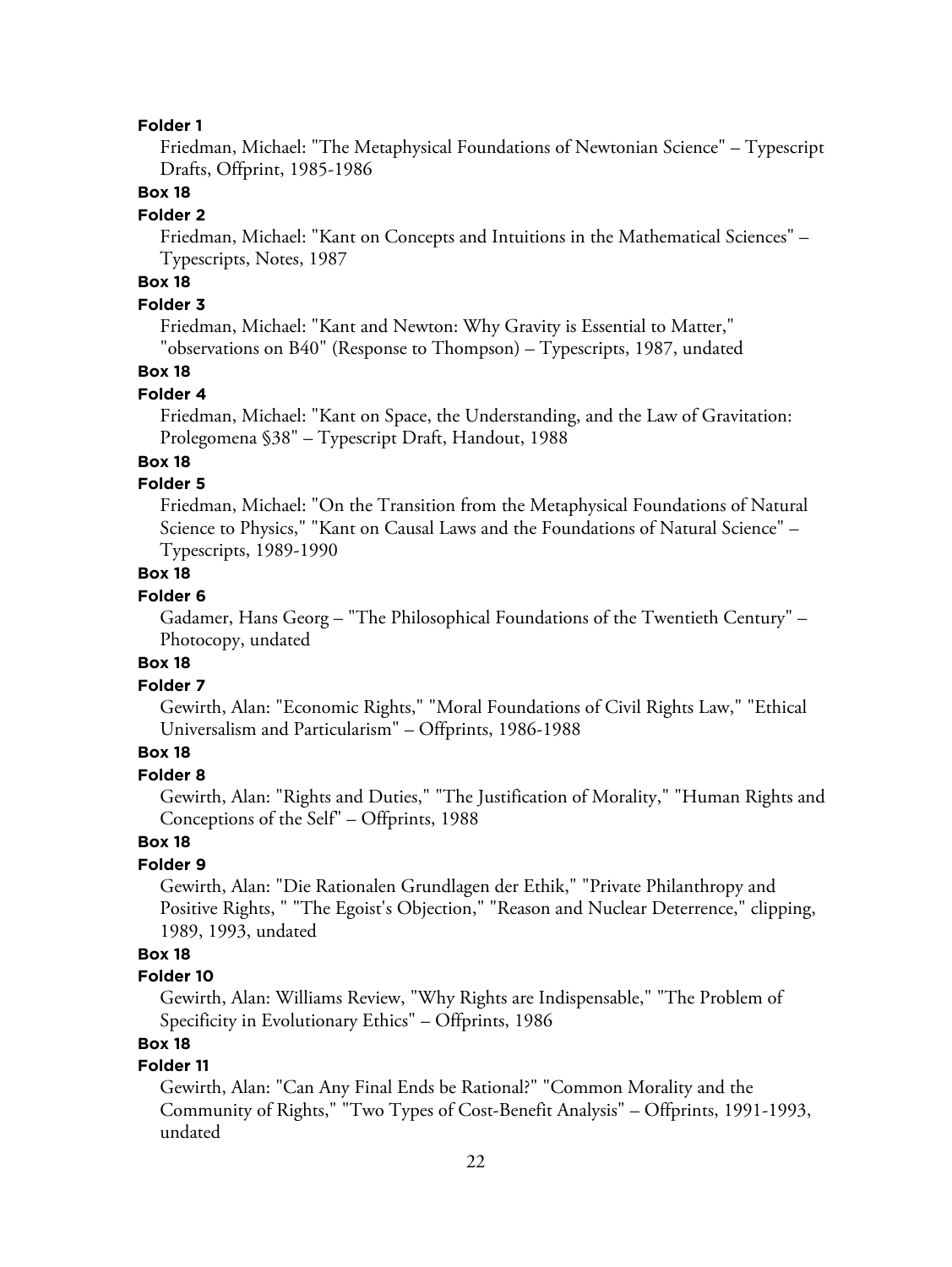**Folder 1**

Friedman, Michael: "The Metaphysical Foundations of Newtonian Science" – Typescript Drafts, Offprint, 1985-1986

**Box 18**

**Folder 2**

Friedman, Michael: "Kant on Concepts and Intuitions in the Mathematical Sciences" – Typescripts, Notes, 1987

**Box 18**

**Folder 3**

Friedman, Michael: "Kant and Newton: Why Gravity is Essential to Matter," "observations on B40" (Response to Thompson) – Typescripts, 1987, undated

**Box 18**

**Folder 4**

Friedman, Michael: "Kant on Space, the Understanding, and the Law of Gravitation: Prolegomena §38" – Typescript Draft, Handout, 1988

**Box 18**

**Folder 5**

Friedman, Michael: "On the Transition from the Metaphysical Foundations of Natural Science to Physics," "Kant on Causal Laws and the Foundations of Natural Science" – Typescripts, 1989-1990

**Box 18**

**Folder 6**

Gadamer, Hans Georg – "The Philosophical Foundations of the Twentieth Century" – Photocopy, undated

**Box 18**

**Folder 7**

Gewirth, Alan: "Economic Rights," "Moral Foundations of Civil Rights Law," "Ethical Universalism and Particularism" – Offprints, 1986-1988

**Box 18**

**Folder 8**

Gewirth, Alan: "Rights and Duties," "The Justification of Morality," "Human Rights and Conceptions of the Self" – Offprints, 1988

**Box 18**

**Folder 9**

Gewirth, Alan: "Die Rationalen Grundlagen der Ethik," "Private Philanthropy and Positive Rights, " "The Egoist's Objection," "Reason and Nuclear Deterrence," clipping, 1989, 1993, undated

**Box 18**

**Folder 10**

Gewirth, Alan: Williams Review, "Why Rights are Indispensable," "The Problem of Specificity in Evolutionary Ethics" – Offprints, 1986

**Box 18**

**Folder 11**

Gewirth, Alan: "Can Any Final Ends be Rational?" "Common Morality and the Community of Rights," "Two Types of Cost-Benefit Analysis" – Offprints, 1991-1993, undated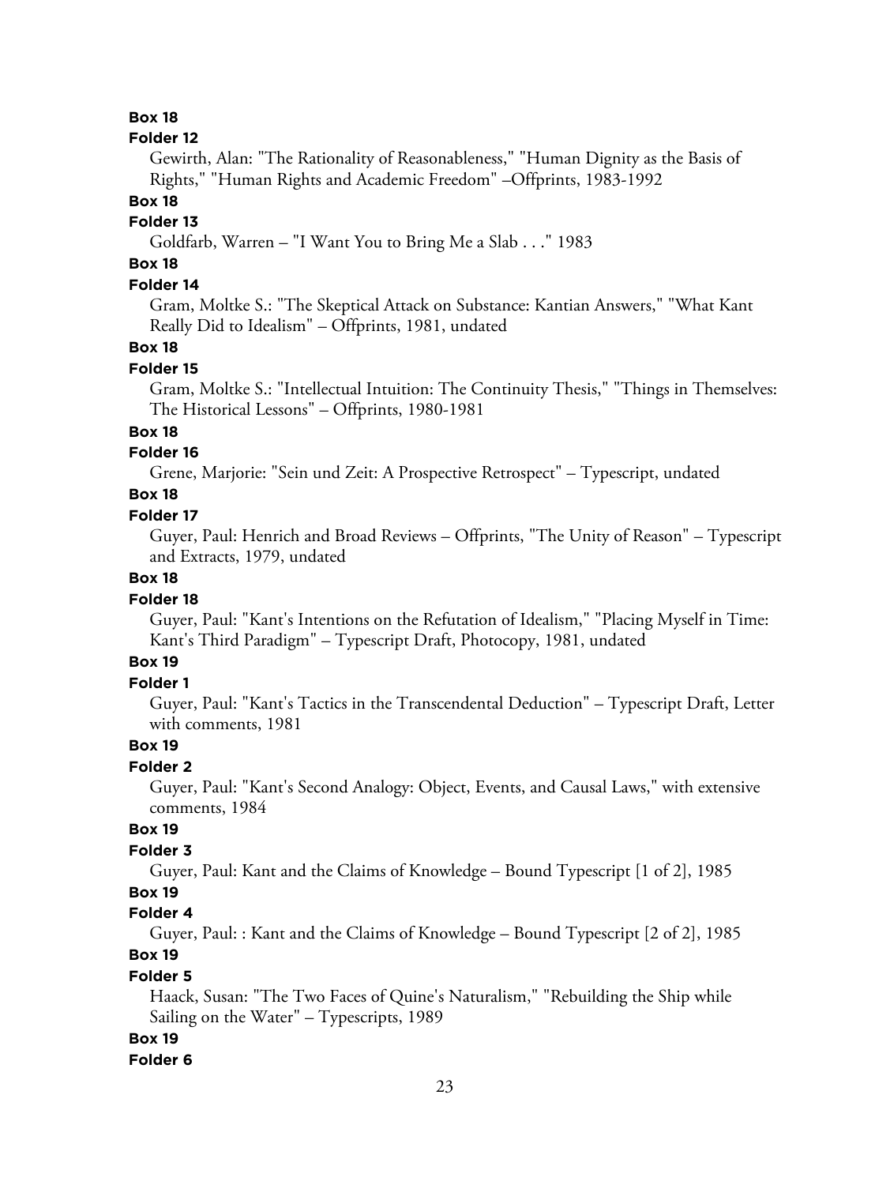**Box 18**

**Folder 12**

Gewirth, Alan: "The Rationality of Reasonableness," "Human Dignity as the Basis of Rights," "Human Rights and Academic Freedom" –Offprints, 1983-1992

**Box 18**

**Folder 13**

Goldfarb, Warren – "I Want You to Bring Me a Slab . . ." 1983

**Box 18**

**Folder 14**

Gram, Moltke S.: "The Skeptical Attack on Substance: Kantian Answers," "What Kant Really Did to Idealism" – Offprints, 1981, undated

**Box 18**

**Folder 15**

Gram, Moltke S.: "Intellectual Intuition: The Continuity Thesis," "Things in Themselves: The Historical Lessons" – Offprints, 1980-1981

**Box 18**

**Folder 16**

Grene, Marjorie: "Sein und Zeit: A Prospective Retrospect" – Typescript, undated

**Box 18**

**Folder 17**

Guyer, Paul: Henrich and Broad Reviews – Offprints, "The Unity of Reason" – Typescript and Extracts, 1979, undated

**Box 18**

**Folder 18**

Guyer, Paul: "Kant's Intentions on the Refutation of Idealism," "Placing Myself in Time: Kant's Third Paradigm" – Typescript Draft, Photocopy, 1981, undated

**Box 19**

**Folder 1**

Guyer, Paul: "Kant's Tactics in the Transcendental Deduction" – Typescript Draft, Letter with comments, 1981

**Box 19**

**Folder 2**

Guyer, Paul: "Kant's Second Analogy: Object, Events, and Causal Laws," with extensive comments, 1984

**Box 19**

**Folder 3**

Guyer, Paul: Kant and the Claims of Knowledge – Bound Typescript [1 of 2], 1985

**Box 19**

**Folder 4**

Guyer, Paul: : Kant and the Claims of Knowledge – Bound Typescript [2 of 2], 1985

**Box 19**

**Folder 5**

Haack, Susan: "The Two Faces of Quine's Naturalism," "Rebuilding the Ship while Sailing on the Water" – Typescripts, 1989

**Box 19**

**Folder 6**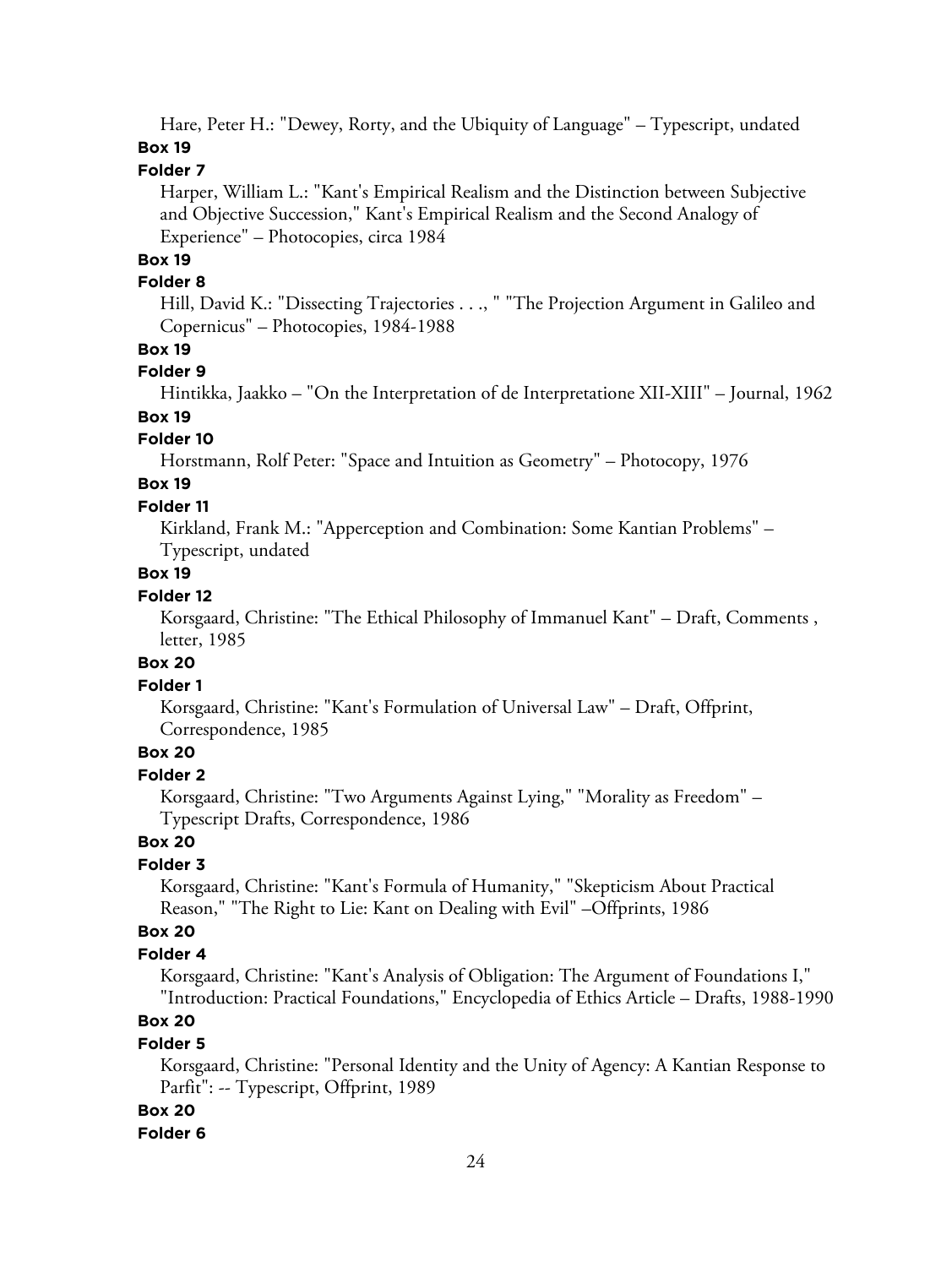Hare, Peter H.: "Dewey, Rorty, and the Ubiquity of Language" – Typescript, undated

**Box 19**

**Folder 7**

Harper, William L.: "Kant's Empirical Realism and the Distinction between Subjective and Objective Succession," Kant's Empirical Realism and the Second Analogy of Experience" – Photocopies, circa 1984

**Box 19**

**Folder 8**

Hill, David K.: "Dissecting Trajectories . . ., " "The Projection Argument in Galileo and Copernicus" – Photocopies, 1984-1988

**Box 19**

**Folder 9**

Hintikka, Jaakko – "On the Interpretation of de Interpretatione XII-XIII" – Journal, 1962

**Box 19**

**Folder 10**

Horstmann, Rolf Peter: "Space and Intuition as Geometry" – Photocopy, 1976

**Box 19**

**Folder 11**

Kirkland, Frank M.: "Apperception and Combination: Some Kantian Problems" – Typescript, undated

**Box 19**

**Folder 12**

Korsgaard, Christine: "The Ethical Philosophy of Immanuel Kant" – Draft, Comments , letter, 1985

**Box 20**

**Folder 1**

Korsgaard, Christine: "Kant's Formulation of Universal Law" – Draft, Offprint, Correspondence, 1985

**Box 20**

**Folder 2**

Korsgaard, Christine: "Two Arguments Against Lying," "Morality as Freedom" – Typescript Drafts, Correspondence, 1986

**Box 20**

**Folder 3**

Korsgaard, Christine: "Kant's Formula of Humanity," "Skepticism About Practical Reason," "The Right to Lie: Kant on Dealing with Evil" –Offprints, 1986

**Box 20**

**Folder 4**

Korsgaard, Christine: "Kant's Analysis of Obligation: The Argument of Foundations I," "Introduction: Practical Foundations," Encyclopedia of Ethics Article – Drafts, 1988-1990

**Box 20**

**Folder 5**

Korsgaard, Christine: "Personal Identity and the Unity of Agency: A Kantian Response to Parfit": -- Typescript, Offprint, 1989

**Box 20**

**Folder 6**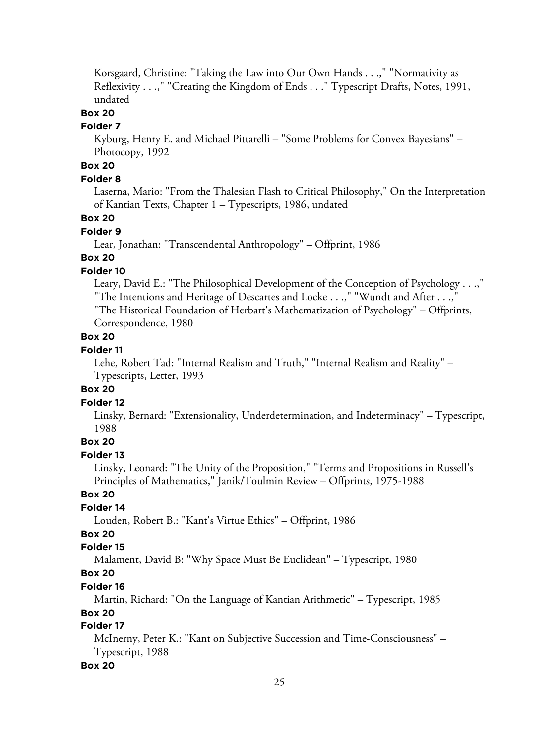Korsgaard, Christine: "Taking the Law into Our Own Hands . . .," "Normativity as Reflexivity . . .," "Creating the Kingdom of Ends . . ." Typescript Drafts, Notes, 1991, undated

**Box 20**

**Folder 7**

Kyburg, Henry E. and Michael Pittarelli – "Some Problems for Convex Bayesians" – Photocopy, 1992

**Box 20**

**Folder 8**

Laserna, Mario: "From the Thalesian Flash to Critical Philosophy," On the Interpretation of Kantian Texts, Chapter 1 – Typescripts, 1986, undated

**Box 20**

**Folder 9**

Lear, Jonathan: "Transcendental Anthropology" – Offprint, 1986

**Box 20**

**Folder 10**

Leary, David E.: "The Philosophical Development of the Conception of Psychology . . .," "The Intentions and Heritage of Descartes and Locke . . .," "Wundt and After . . .," "The Historical Foundation of Herbart's Mathematization of Psychology" – Offprints, Correspondence, 1980

**Box 20**

**Folder 11**

Lehe, Robert Tad: "Internal Realism and Truth," "Internal Realism and Reality" – Typescripts, Letter, 1993

**Box 20**

**Folder 12**

Linsky, Bernard: "Extensionality, Underdetermination, and Indeterminacy" – Typescript, 1988

**Box 20**

**Folder 13**

Linsky, Leonard: "The Unity of the Proposition," "Terms and Propositions in Russell's Principles of Mathematics," Janik/Toulmin Review – Offprints, 1975-1988

**Box 20**

**Folder 14**

Louden, Robert B.: "Kant's Virtue Ethics" – Offprint, 1986

**Box 20**

**Folder 15**

Malament, David B: "Why Space Must Be Euclidean" – Typescript, 1980

**Box 20**

**Folder 16**

Martin, Richard: "On the Language of Kantian Arithmetic" – Typescript, 1985

**Box 20**

**Folder 17**

McInerny, Peter K.: "Kant on Subjective Succession and Time-Consciousness" – Typescript, 1988

**Box 20**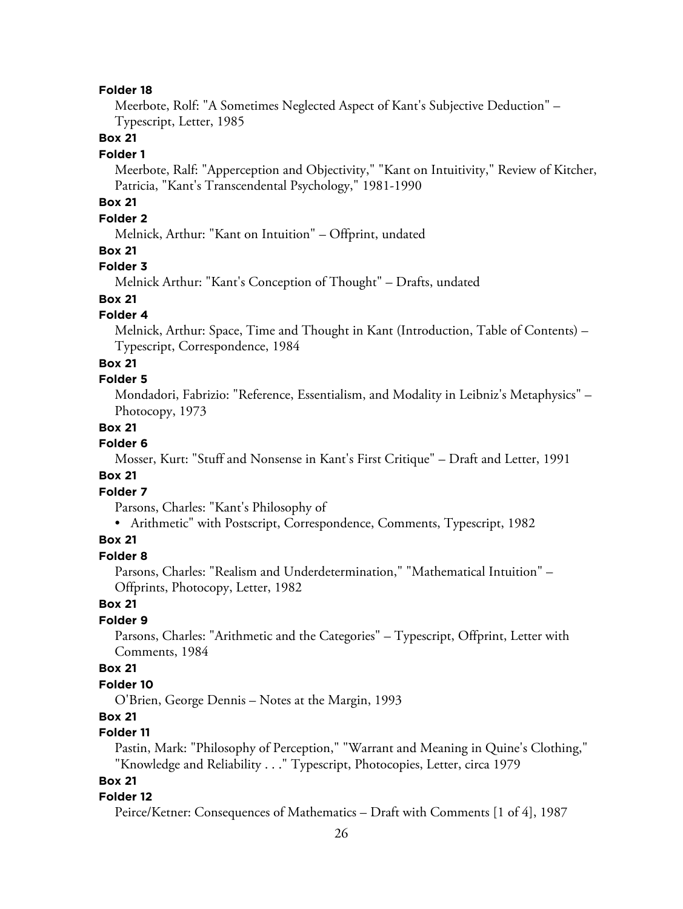**Folder 18**

Meerbote, Rolf: "A Sometimes Neglected Aspect of Kant's Subjective Deduction" – Typescript, Letter, 1985

**Box 21**

**Folder 1**

Meerbote, Ralf: "Apperception and Objectivity," "Kant on Intuitivity," Review of Kitcher, Patricia, "Kant's Transcendental Psychology," 1981-1990

**Box 21**

**Folder 2**

Melnick, Arthur: "Kant on Intuition" – Offprint, undated

**Box 21**

**Folder 3**

Melnick Arthur: "Kant's Conception of Thought" – Drafts, undated

**Box 21**

**Folder 4**

Melnick, Arthur: Space, Time and Thought in Kant (Introduction, Table of Contents) – Typescript, Correspondence, 1984

**Box 21**

**Folder 5**

Mondadori, Fabrizio: "Reference, Essentialism, and Modality in Leibniz's Metaphysics" – Photocopy, 1973

**Box 21**

**Folder 6**

Mosser, Kurt: "Stuff and Nonsense in Kant's First Critique" – Draft and Letter, 1991

**Box 21**

**Folder 7**

Parsons, Charles: "Kant's Philosophy of

- Arithmetic" with Postscript, Correspondence, Comments, Typescript, 1982

**Box 21**

**Folder 8**

Parsons, Charles: "Realism and Underdetermination," "Mathematical Intuition" – Offprints, Photocopy, Letter, 1982

**Box 21**

**Folder 9**

Parsons, Charles: "Arithmetic and the Categories" – Typescript, Offprint, Letter with Comments, 1984

**Box 21**

**Folder 10**

O'Brien, George Dennis – Notes at the Margin, 1993

**Box 21**

**Folder 11**

Pastin, Mark: "Philosophy of Perception," "Warrant and Meaning in Quine's Clothing," "Knowledge and Reliability . . ." Typescript, Photocopies, Letter, circa 1979

**Box 21**

**Folder 12**

Peirce/Ketner: Consequences of Mathematics – Draft with Comments [1 of 4], 1987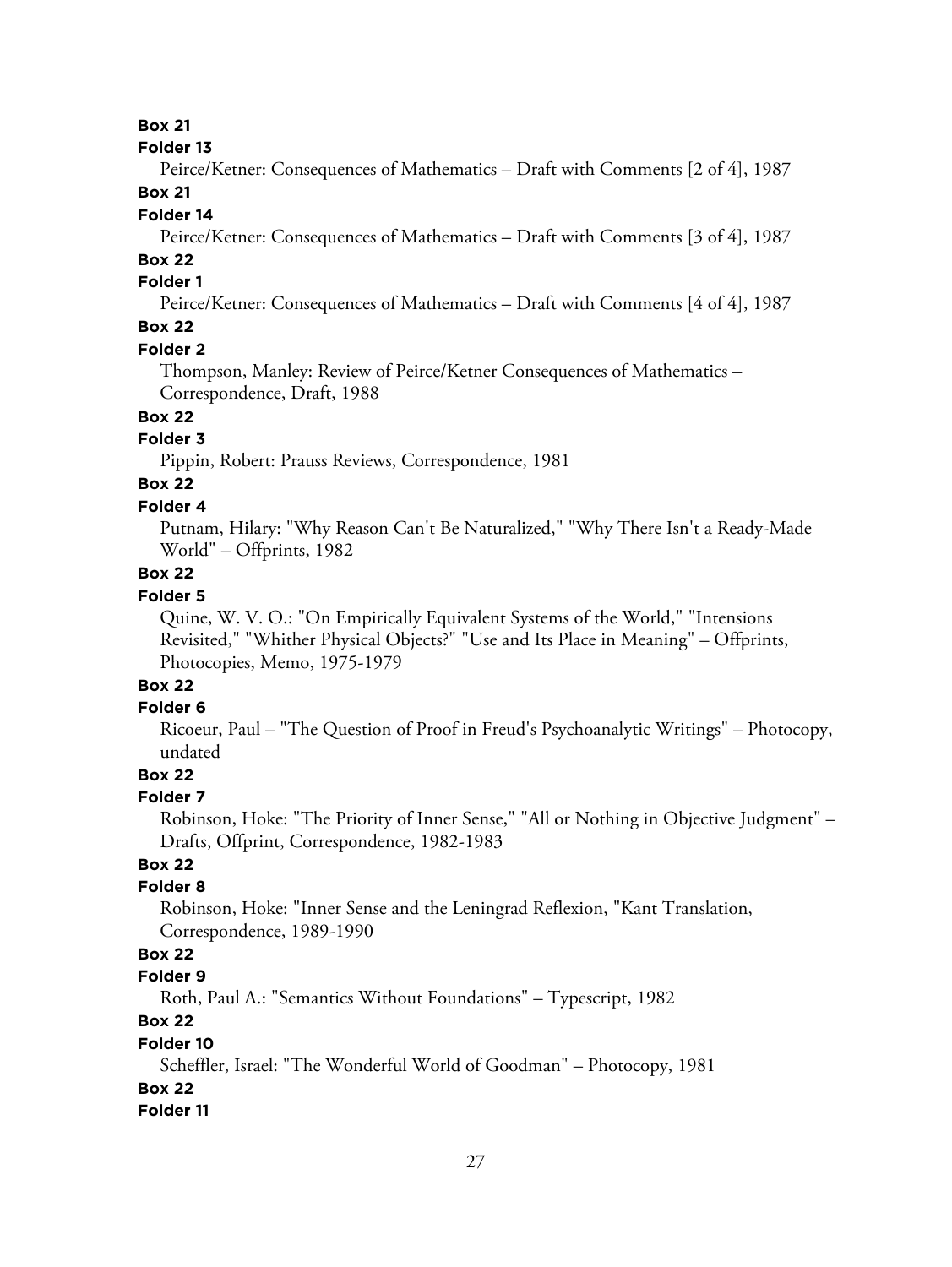**Box 21**

**Folder 13**

Peirce/Ketner: Consequences of Mathematics – Draft with Comments [2 of 4], 1987

**Box 21**

**Folder 14**

Peirce/Ketner: Consequences of Mathematics – Draft with Comments [3 of 4], 1987

**Box 22**

**Folder 1**

Peirce/Ketner: Consequences of Mathematics – Draft with Comments [4 of 4], 1987

**Box 22**

**Folder 2**

Thompson, Manley: Review of Peirce/Ketner Consequences of Mathematics – Correspondence, Draft, 1988

**Box 22**

**Folder 3**

Pippin, Robert: Prauss Reviews, Correspondence, 1981

**Box 22**

**Folder 4**

Putnam, Hilary: "Why Reason Can't Be Naturalized," "Why There Isn't a Ready-Made World" – Offprints, 1982

**Box 22**

**Folder 5**

Quine, W. V. O.: "On Empirically Equivalent Systems of the World," "Intensions Revisited," "Whither Physical Objects?" "Use and Its Place in Meaning" – Offprints, Photocopies, Memo, 1975-1979

**Box 22**

**Folder 6**

Ricoeur, Paul – "The Question of Proof in Freud's Psychoanalytic Writings" – Photocopy, undated

**Box 22**

**Folder 7**

Robinson, Hoke: "The Priority of Inner Sense," "All or Nothing in Objective Judgment" – Drafts, Offprint, Correspondence, 1982-1983

**Box 22**

**Folder 8**

Robinson, Hoke: "Inner Sense and the Leningrad Reflexion, "Kant Translation, Correspondence, 1989-1990

**Box 22**

**Folder 9**

Roth, Paul A.: "Semantics Without Foundations" – Typescript, 1982

**Box 22**

**Folder 10**

Scheffler, Israel: "The Wonderful World of Goodman" – Photocopy, 1981

**Box 22**

**Folder 11**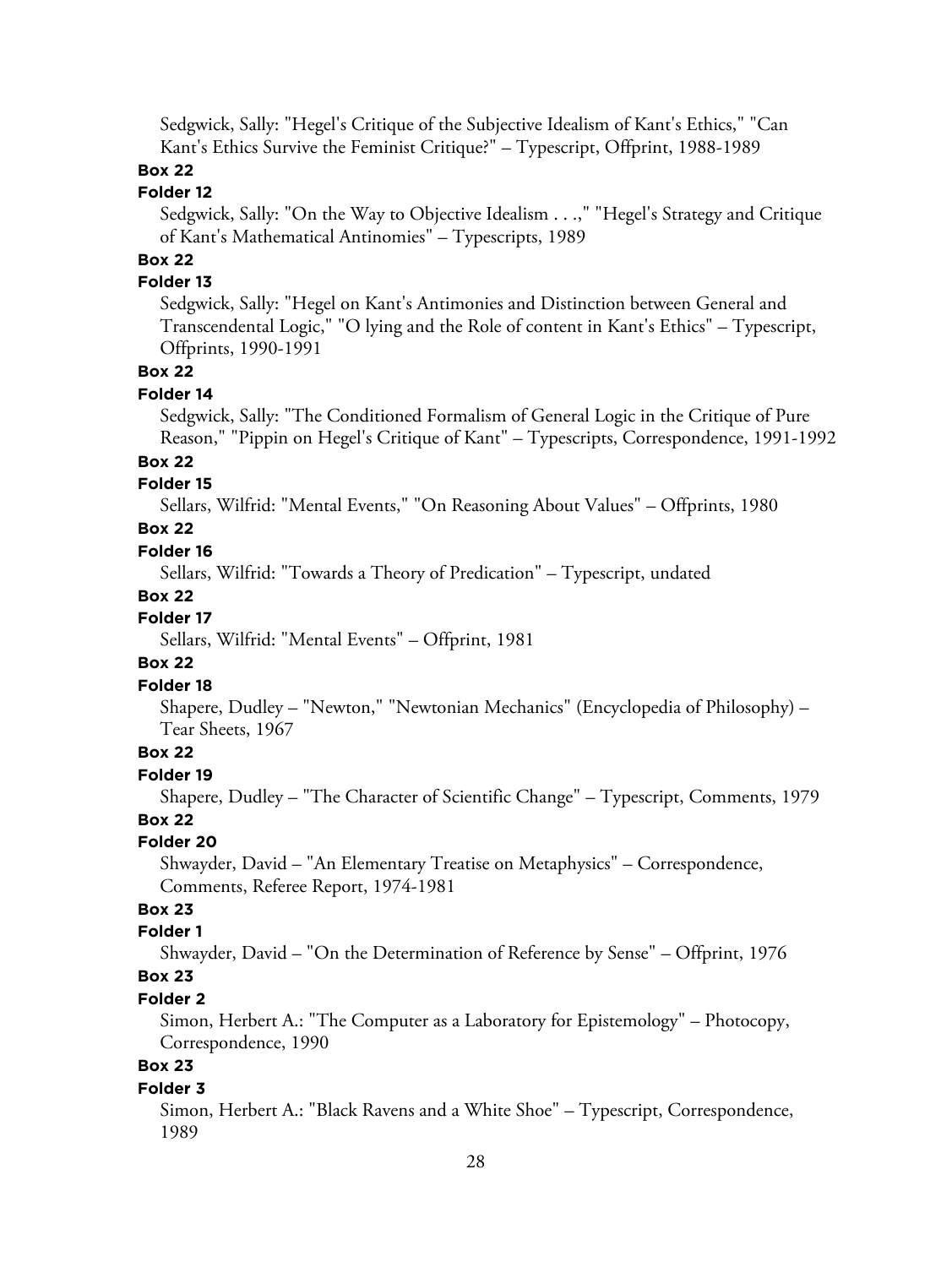Sedgwick, Sally: "Hegel's Critique of the Subjective Idealism of Kant's Ethics," "Can Kant's Ethics Survive the Feminist Critique?" – Typescript, Offprint, 1988-1989

**Box 22**

**Folder 12**

Sedgwick, Sally: "On the Way to Objective Idealism . . .," "Hegel's Strategy and Critique of Kant's Mathematical Antinomies" – Typescripts, 1989

**Box 22**

**Folder 13**

Sedgwick, Sally: "Hegel on Kant's Antimonies and Distinction between General and Transcendental Logic," "O lying and the Role of content in Kant's Ethics" – Typescript, Offprints, 1990-1991

**Box 22**

**Folder 14**

Sedgwick, Sally: "The Conditioned Formalism of General Logic in the Critique of Pure Reason," "Pippin on Hegel's Critique of Kant" – Typescripts, Correspondence, 1991-1992

**Box 22**

**Folder 15**

Sellars, Wilfrid: "Mental Events," "On Reasoning About Values" – Offprints, 1980

**Box 22**

**Folder 16**

Sellars, Wilfrid: "Towards a Theory of Predication" – Typescript, undated

**Box 22**

**Folder 17**

Sellars, Wilfrid: "Mental Events" – Offprint, 1981

**Box 22**

**Folder 18**

Shapere, Dudley – "Newton," "Newtonian Mechanics" (Encyclopedia of Philosophy) – Tear Sheets, 1967

**Box 22**

**Folder 19**

Shapere, Dudley – "The Character of Scientific Change" – Typescript, Comments, 1979

**Box 22**

**Folder 20**

Shwayder, David – "An Elementary Treatise on Metaphysics" – Correspondence, Comments, Referee Report, 1974-1981

**Box 23**

**Folder 1**

Shwayder, David – "On the Determination of Reference by Sense" – Offprint, 1976

**Box 23**

**Folder 2**

Simon, Herbert A.: "The Computer as a Laboratory for Epistemology" – Photocopy, Correspondence, 1990

**Box 23**

**Folder 3**

Simon, Herbert A.: "Black Ravens and a White Shoe" – Typescript, Correspondence, 1989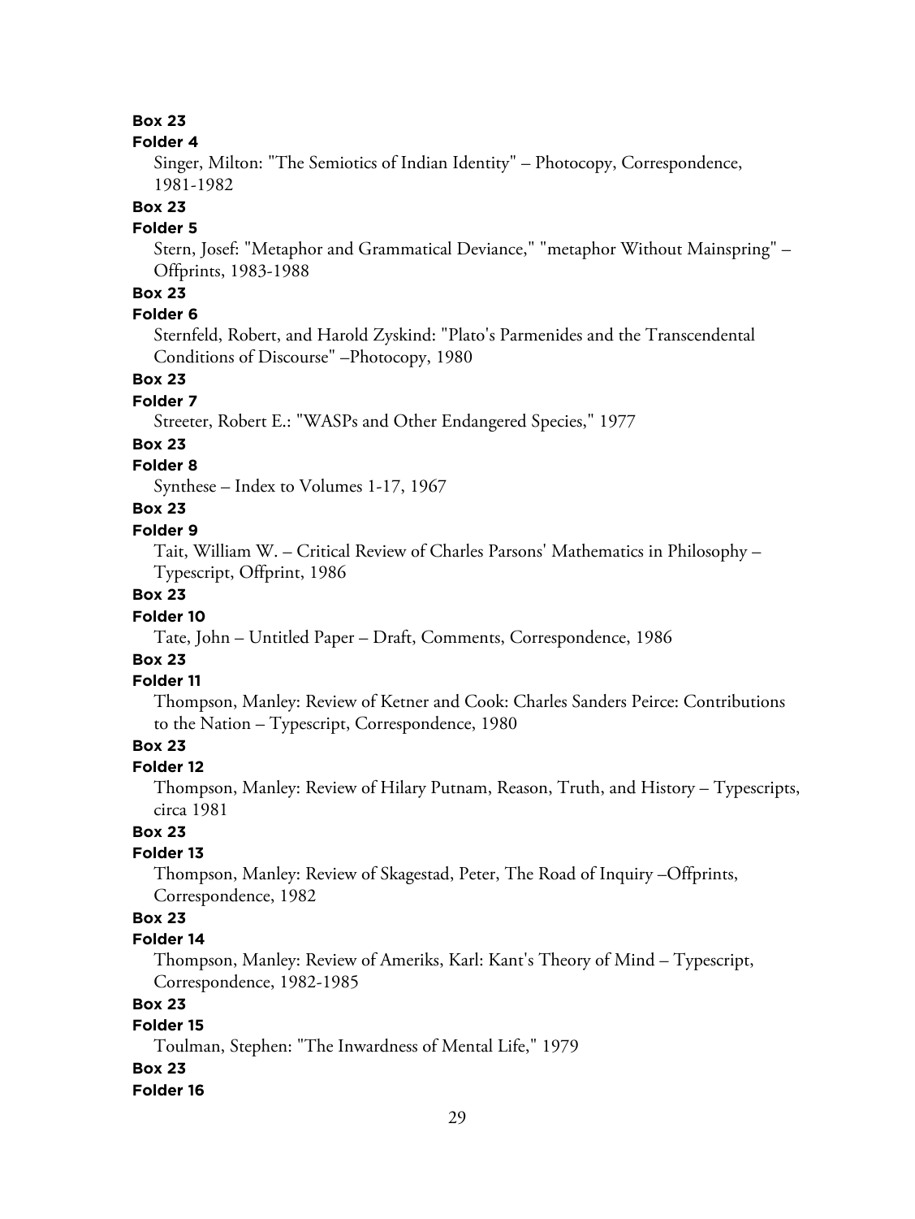**Box 23**

**Folder 4**

Singer, Milton: "The Semiotics of Indian Identity" – Photocopy, Correspondence, 1981-1982

**Box 23**

**Folder 5**

Stern, Josef: "Metaphor and Grammatical Deviance," "metaphor Without Mainspring" – Offprints, 1983-1988

**Box 23**

**Folder 6**

Sternfeld, Robert, and Harold Zyskind: "Plato's Parmenides and the Transcendental Conditions of Discourse" –Photocopy, 1980

**Box 23**

**Folder 7**

Streeter, Robert E.: "WASPs and Other Endangered Species," 1977

**Box 23**

**Folder 8**

Synthese – Index to Volumes 1-17, 1967

**Box 23**

**Folder 9**

Tait, William W. – Critical Review of Charles Parsons' Mathematics in Philosophy – Typescript, Offprint, 1986

**Box 23**

**Folder 10**

Tate, John – Untitled Paper – Draft, Comments, Correspondence, 1986

**Box 23**

**Folder 11**

Thompson, Manley: Review of Ketner and Cook: Charles Sanders Peirce: Contributions to the Nation – Typescript, Correspondence, 1980

**Box 23**

**Folder 12**

Thompson, Manley: Review of Hilary Putnam, Reason, Truth, and History – Typescripts, circa 1981

**Box 23**

**Folder 13**

Thompson, Manley: Review of Skagestad, Peter, The Road of Inquiry –Offprints, Correspondence, 1982

**Box 23**

**Folder 14**

Thompson, Manley: Review of Ameriks, Karl: Kant's Theory of Mind – Typescript, Correspondence, 1982-1985

**Box 23**

**Folder 15**

Toulman, Stephen: "The Inwardness of Mental Life," 1979

**Box 23**

**Folder 16**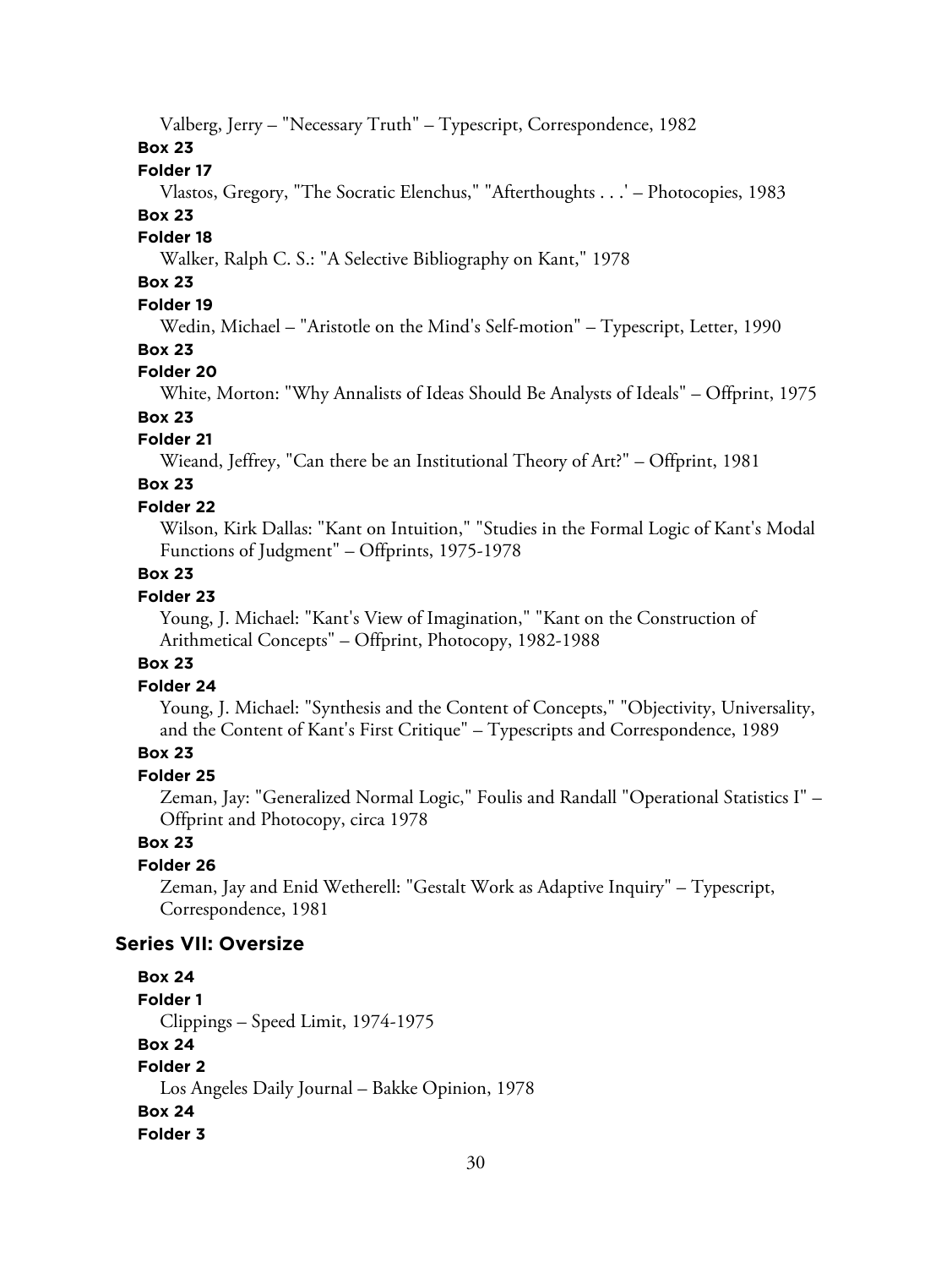Valberg, Jerry – "Necessary Truth" – Typescript, Correspondence, 1982

**Box 23**

**Folder 17**

Vlastos, Gregory, "The Socratic Elenchus," "Afterthoughts . . .' – Photocopies, 1983

**Box 23**

**Folder 18**

Walker, Ralph C. S.: "A Selective Bibliography on Kant," 1978

**Box 23**

**Folder 19**

Wedin, Michael – "Aristotle on the Mind's Self-motion" – Typescript, Letter, 1990

**Box 23**

**Folder 20**

White, Morton: "Why Annalists of Ideas Should Be Analysts of Ideals" – Offprint, 1975

**Box 23**

**Folder 21**

Wieand, Jeffrey, "Can there be an Institutional Theory of Art?" – Offprint, 1981

**Box 23**

**Folder 22**

Wilson, Kirk Dallas: "Kant on Intuition," "Studies in the Formal Logic of Kant's Modal Functions of Judgment" – Offprints, 1975-1978

**Box 23**

**Folder 23**

Young, J. Michael: "Kant's View of Imagination," "Kant on the Construction of Arithmetical Concepts" – Offprint, Photocopy, 1982-1988

**Box 23**

**Folder 24**

Young, J. Michael: "Synthesis and the Content of Concepts," "Objectivity, Universality, and the Content of Kant's First Critique" – Typescripts and Correspondence, 1989

**Box 23**

**Folder 25**

Zeman, Jay: "Generalized Normal Logic," Foulis and Randall "Operational Statistics I" – Offprint and Photocopy, circa 1978

**Box 23**

**Folder 26**

Zeman, Jay and Enid Wetherell: "Gestalt Work as Adaptive Inquiry" – Typescript, Correspondence, 1981

## Series VII: Oversize

**Box 24**

**Folder 1**

Clippings – Speed Limit, 1974-1975

**Box 24**

**Folder 2**

Los Angeles Daily Journal – Bakke Opinion, 1978

**Box 24**

**Folder 3**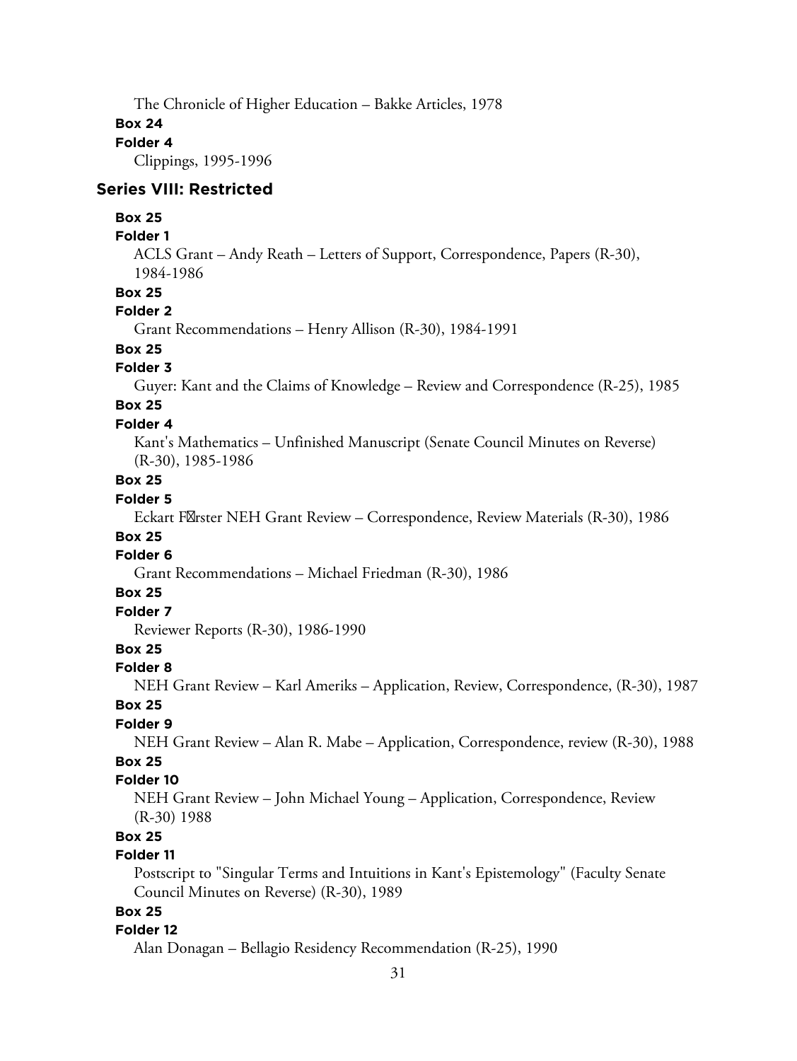The Chronicle of Higher Education – Bakke Articles, 1978

**Box 24**

**Folder 4**

Clippings, 1995-1996

## Series VIII: Restricted

**Box 25**

**Folder 1**

ACLS Grant – Andy Reath – Letters of Support, Correspondence, Papers (R-30), 1984-1986

**Box 25**

**Folder 2**

Grant Recommendations – Henry Allison (R-30), 1984-1991

**Box 25**

**Folder 3**

Guyer: Kant and the Claims of Knowledge – Review and Correspondence (R-25), 1985

**Box 25**

**Folder 4**

Kant's Mathematics – Unfinished Manuscript (Senate Council Minutes on Reverse) (R-30), 1985-1986

**Box 25**

**Folder 5**

Eckart F�rster NEH Grant Review – Correspondence, Review Materials (R-30), 1986

**Box 25**

**Folder 6**

Grant Recommendations – Michael Friedman (R-30), 1986

**Box 25**

**Folder 7**

Reviewer Reports (R-30), 1986-1990

**Box 25**

**Folder 8**

NEH Grant Review – Karl Ameriks – Application, Review, Correspondence, (R-30), 1987

**Box 25**

**Folder 9**

NEH Grant Review – Alan R. Mabe – Application, Correspondence, review (R-30), 1988

**Box 25**

**Folder 10**

NEH Grant Review – John Michael Young – Application, Correspondence, Review (R-30) 1988

**Box 25**

**Folder 11**

Postscript to "Singular Terms and Intuitions in Kant's Epistemology" (Faculty Senate Council Minutes on Reverse) (R-30), 1989

**Box 25**

**Folder 12**

Alan Donagan – Bellagio Residency Recommendation (R-25), 1990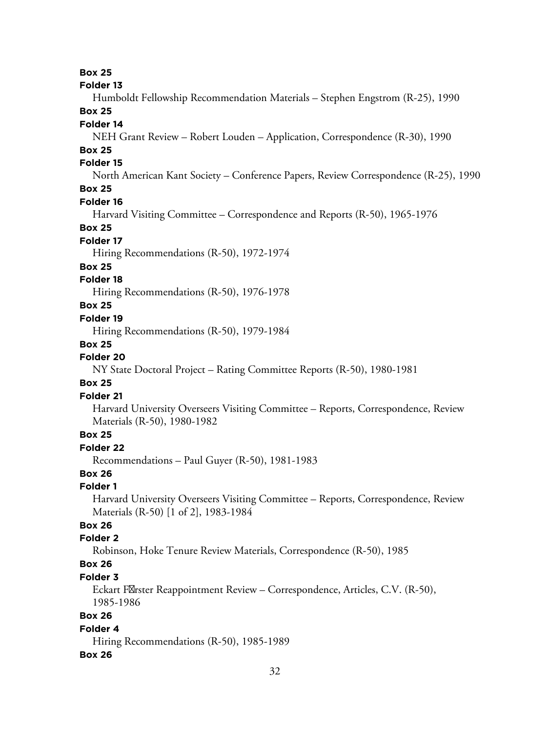**Box 25**

**Folder 13**

Humboldt Fellowship Recommendation Materials – Stephen Engstrom (R-25), 1990

**Box 25**

**Folder 14**

NEH Grant Review – Robert Louden – Application, Correspondence (R-30), 1990

**Box 25**

**Folder 15**

North American Kant Society – Conference Papers, Review Correspondence (R-25), 1990

**Box 25**

**Folder 16**

Harvard Visiting Committee – Correspondence and Reports (R-50), 1965-1976

**Box 25**

**Folder 17**

Hiring Recommendations (R-50), 1972-1974

**Box 25**

**Folder 18**

Hiring Recommendations (R-50), 1976-1978

**Box 25**

**Folder 19**

Hiring Recommendations (R-50), 1979-1984

**Box 25**

**Folder 20**

NY State Doctoral Project – Rating Committee Reports (R-50), 1980-1981

**Box 25**

**Folder 21**

Harvard University Overseers Visiting Committee – Reports, Correspondence, Review Materials (R-50), 1980-1982

**Box 25**

**Folder 22**

Recommendations – Paul Guyer (R-50), 1981-1983

**Box 26**

**Folder 1**

Harvard University Overseers Visiting Committee – Reports, Correspondence, Review Materials (R-50) [1 of 2], 1983-1984

**Box 26**

**Folder 2**

Robinson, Hoke Tenure Review Materials, Correspondence (R-50), 1985

**Box 26**

**Folder 3**

Eckart F�rster Reappointment Review – Correspondence, Articles, C.V. (R-50), 1985-1986

**Box 26**

**Folder 4**

Hiring Recommendations (R-50), 1985-1989

**Box 26**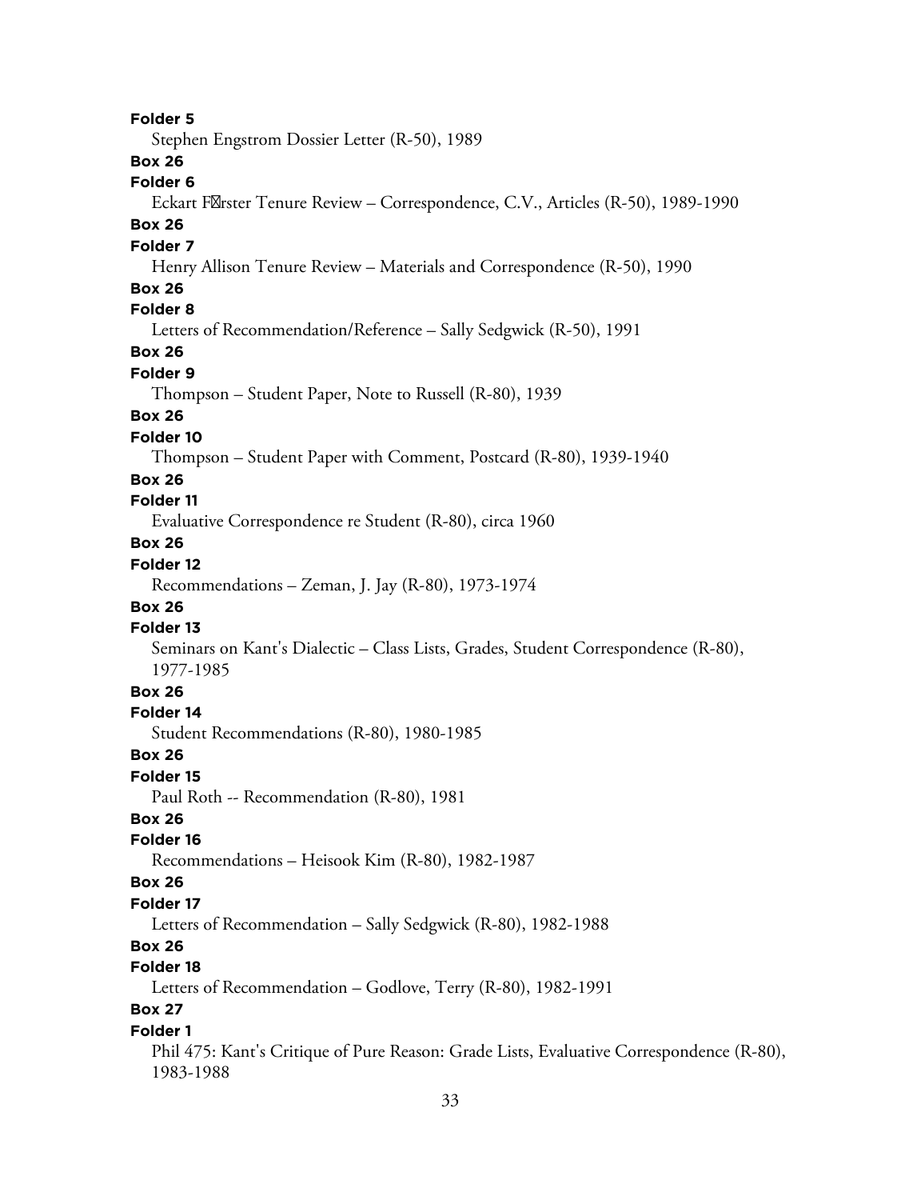**Folder 5**

Stephen Engstrom Dossier Letter (R-50), 1989

**Box 26**

**Folder 6**

Eckart F�rster Tenure Review – Correspondence, C.V., Articles (R-50), 1989-1990

**Box 26**

**Folder 7**

Henry Allison Tenure Review – Materials and Correspondence (R-50), 1990

**Box 26**

**Folder 8**

Letters of Recommendation/Reference – Sally Sedgwick (R-50), 1991

**Box 26**

**Folder 9**

Thompson – Student Paper, Note to Russell (R-80), 1939

**Box 26**

**Folder 10**

Thompson – Student Paper with Comment, Postcard (R-80), 1939-1940

**Box 26**

**Folder 11**

Evaluative Correspondence re Student (R-80), circa 1960

**Box 26**

**Folder 12**

Recommendations – Zeman, J. Jay (R-80), 1973-1974

**Box 26**

**Folder 13**

Seminars on Kant's Dialectic – Class Lists, Grades, Student Correspondence (R-80), 1977-1985

**Box 26**

**Folder 14**

Student Recommendations (R-80), 1980-1985

**Box 26**

**Folder 15**

Paul Roth -- Recommendation (R-80), 1981

**Box 26**

**Folder 16**

Recommendations – Heisook Kim (R-80), 1982-1987

**Box 26**

**Folder 17**

Letters of Recommendation – Sally Sedgwick (R-80), 1982-1988

**Box 26**

**Folder 18**

Letters of Recommendation – Godlove, Terry (R-80), 1982-1991

**Box 27**

**Folder 1**

Phil 475: Kant's Critique of Pure Reason: Grade Lists, Evaluative Correspondence (R-80), 1983-1988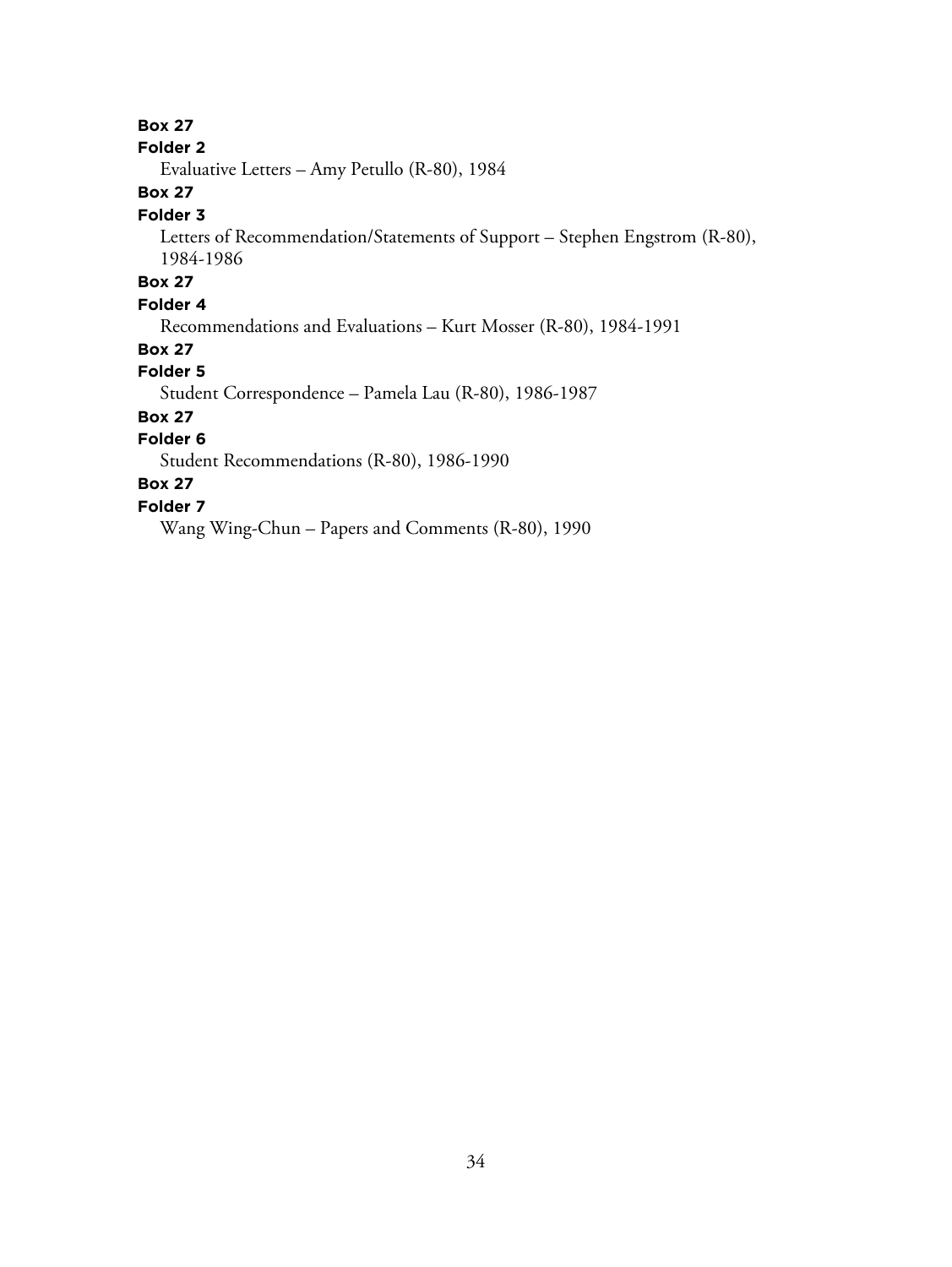**Box 27**
**Folder 2**
Evaluative Letters – Amy Petullo (R-80), 1984

**Box 27**
**Folder 3**
Letters of Recommendation/Statements of Support – Stephen Engstrom (R-80), 1984-1986

**Box 27**
**Folder 4**
Recommendations and Evaluations – Kurt Mosser (R-80), 1984-1991

**Box 27**
**Folder 5**
Student Correspondence – Pamela Lau (R-80), 1986-1987

**Box 27**
**Folder 6**
Student Recommendations (R-80), 1986-1990

**Box 27**
**Folder 7**
Wang Wing-Chun – Papers and Comments (R-80), 1990